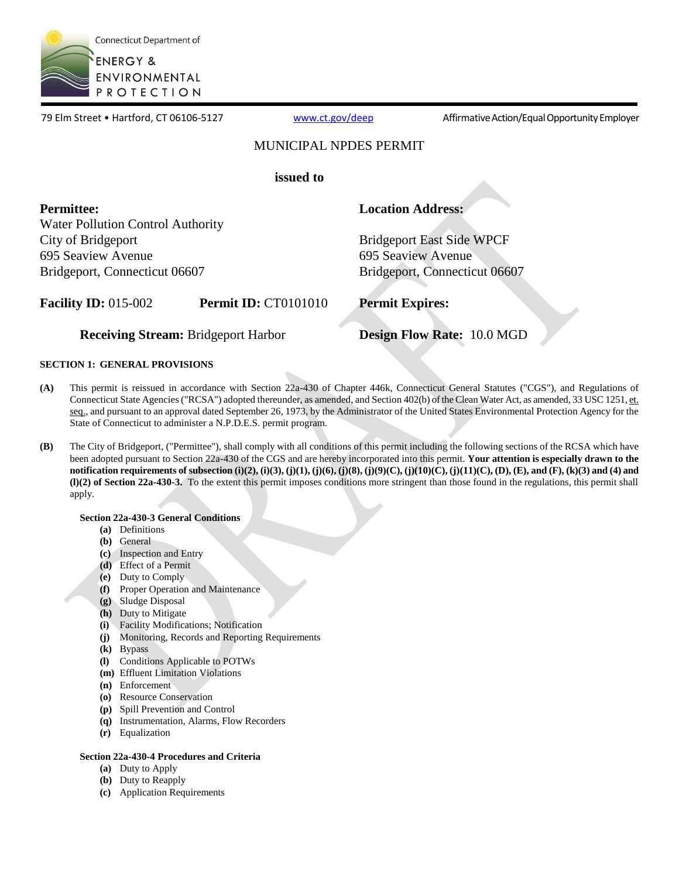Connecticut Department of ENERGY & ENVIRONMENTAL PROTECTION

79 Elm Street • Hartford, CT 06106-5127 www.ct.gov/deep Affirmative Action/Equal Opportunity Employer

# MUNICIPAL NPDES PERMIT

**issued to**

**Permittee:**
Water Pollution Control Authority
City of Bridgeport
695 Seaview Avenue
Bridgeport, Connecticut 06607

**Location Address:**
Bridgeport East Side WPCF
695 Seaview Avenue
Bridgeport, Connecticut 06607

**Facility ID:** 015-002 **Permit ID:** CT0101010 **Permit Expires:**

**Receiving Stream:** Bridgeport Harbor **Design Flow Rate:** 10.0 MGD

## SECTION 1: GENERAL PROVISIONS

**(A)** This permit is reissued in accordance with Section 22a-430 of Chapter 446k, Connecticut General Statutes ("CGS"), and Regulations of Connecticut State Agencies ("RCSA") adopted thereunder, as amended, and Section 402(b) of the Clean Water Act, as amended, 33 USC 1251, et. seq., and pursuant to an approval dated September 26, 1973, by the Administrator of the United States Environmental Protection Agency for the State of Connecticut to administer a N.P.D.E.S. permit program.

**(B)** The City of Bridgeport, ("Permittee"), shall comply with all conditions of this permit including the following sections of the RCSA which have been adopted pursuant to Section 22a-430 of the CGS and are hereby incorporated into this permit. **Your attention is especially drawn to the notification requirements of subsection (i)(2), (i)(3), (j)(1), (j)(6), (j)(8), (j)(9)(C), (j)(10)(C), (j)(11)(C), (D), (E), and (F), (k)(3) and (4) and (l)(2) of Section 22a-430-3.** To the extent this permit imposes conditions more stringent than those found in the regulations, this permit shall apply.

**Section 22a-430-3 General Conditions**

- **(a)** Definitions
- **(b)** General
- **(c)** Inspection and Entry
- **(d)** Effect of a Permit
- **(e)** Duty to Comply
- **(f)** Proper Operation and Maintenance
- **(g)** Sludge Disposal
- **(h)** Duty to Mitigate
- **(i)** Facility Modifications; Notification
- **(j)** Monitoring, Records and Reporting Requirements
- **(k)** Bypass
- **(l)** Conditions Applicable to POTWs
- **(m)** Effluent Limitation Violations
- **(n)** Enforcement
- **(o)** Resource Conservation
- **(p)** Spill Prevention and Control
- **(q)** Instrumentation, Alarms, Flow Recorders
- **(r)** Equalization

**Section 22a-430-4 Procedures and Criteria**

- **(a)** Duty to Apply
- **(b)** Duty to Reapply
- **(c)** Application Requirements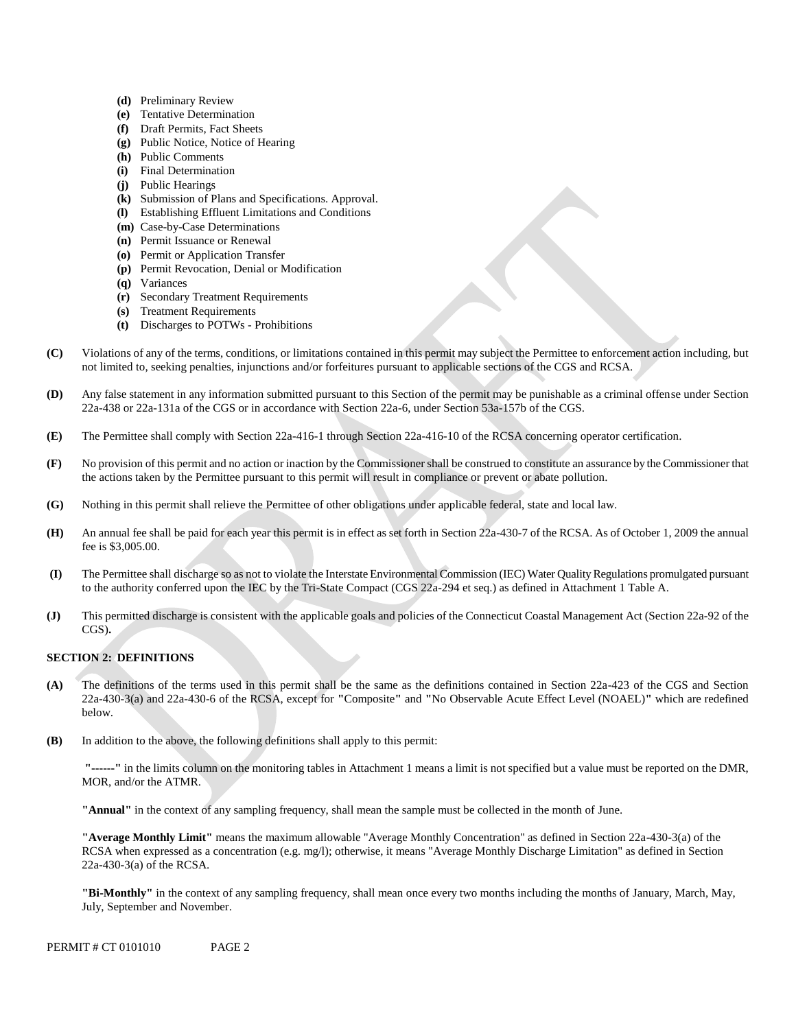- **(d)** Preliminary Review
- **(e)** Tentative Determination
- **(f)** Draft Permits, Fact Sheets
- **(g)** Public Notice, Notice of Hearing
- **(h)** Public Comments
- **(i)** Final Determination
- **(j)** Public Hearings
- **(k)** Submission of Plans and Specifications. Approval.
- **(l)** Establishing Effluent Limitations and Conditions
- **(m)** Case-by-Case Determinations
- **(n)** Permit Issuance or Renewal
- **(o)** Permit or Application Transfer
- **(p)** Permit Revocation, Denial or Modification
- **(q)** Variances
- **(r)** Secondary Treatment Requirements
- **(s)** Treatment Requirements
- **(t)** Discharges to POTWs - Prohibitions

**(C)** Violations of any of the terms, conditions, or limitations contained in this permit may subject the Permittee to enforcement action including, but not limited to, seeking penalties, injunctions and/or forfeitures pursuant to applicable sections of the CGS and RCSA.

**(D)** Any false statement in any information submitted pursuant to this Section of the permit may be punishable as a criminal offense under Section 22a-438 or 22a-131a of the CGS or in accordance with Section 22a-6, under Section 53a-157b of the CGS.

**(E)** The Permittee shall comply with Section 22a-416-1 through Section 22a-416-10 of the RCSA concerning operator certification.

**(F)** No provision of this permit and no action or inaction by the Commissioner shall be construed to constitute an assurance by the Commissioner that the actions taken by the Permittee pursuant to this permit will result in compliance or prevent or abate pollution.

**(G)** Nothing in this permit shall relieve the Permittee of other obligations under applicable federal, state and local law.

**(H)** An annual fee shall be paid for each year this permit is in effect as set forth in Section 22a-430-7 of the RCSA. As of October 1, 2009 the annual fee is $3,005.00.

**(I)** The Permittee shall discharge so as not to violate the Interstate Environmental Commission (IEC) Water Quality Regulations promulgated pursuant to the authority conferred upon the IEC by the Tri-State Compact (CGS 22a-294 et seq.) as defined in Attachment 1 Table A.

**(J)** This permitted discharge is consistent with the applicable goals and policies of the Connecticut Coastal Management Act (Section 22a-92 of the CGS).

## SECTION 2: DEFINITIONS

**(A)** The definitions of the terms used in this permit shall be the same as the definitions contained in Section 22a-423 of the CGS and Section 22a-430-3(a) and 22a-430-6 of the RCSA, except for **"**Composite**"** and **"**No Observable Acute Effect Level (NOAEL)**"** which are redefined below.

**(B)** In addition to the above, the following definitions shall apply to this permit:

**"------"** in the limits column on the monitoring tables in Attachment 1 means a limit is not specified but a value must be reported on the DMR, MOR, and/or the ATMR.

**"Annual"** in the context of any sampling frequency, shall mean the sample must be collected in the month of June.

**"Average Monthly Limit"** means the maximum allowable "Average Monthly Concentration" as defined in Section 22a-430-3(a) of the RCSA when expressed as a concentration (e.g. mg/l); otherwise, it means "Average Monthly Discharge Limitation" as defined in Section 22a-430-3(a) of the RCSA.

**"Bi-Monthly"** in the context of any sampling frequency, shall mean once every two months including the months of January, March, May, July, September and November.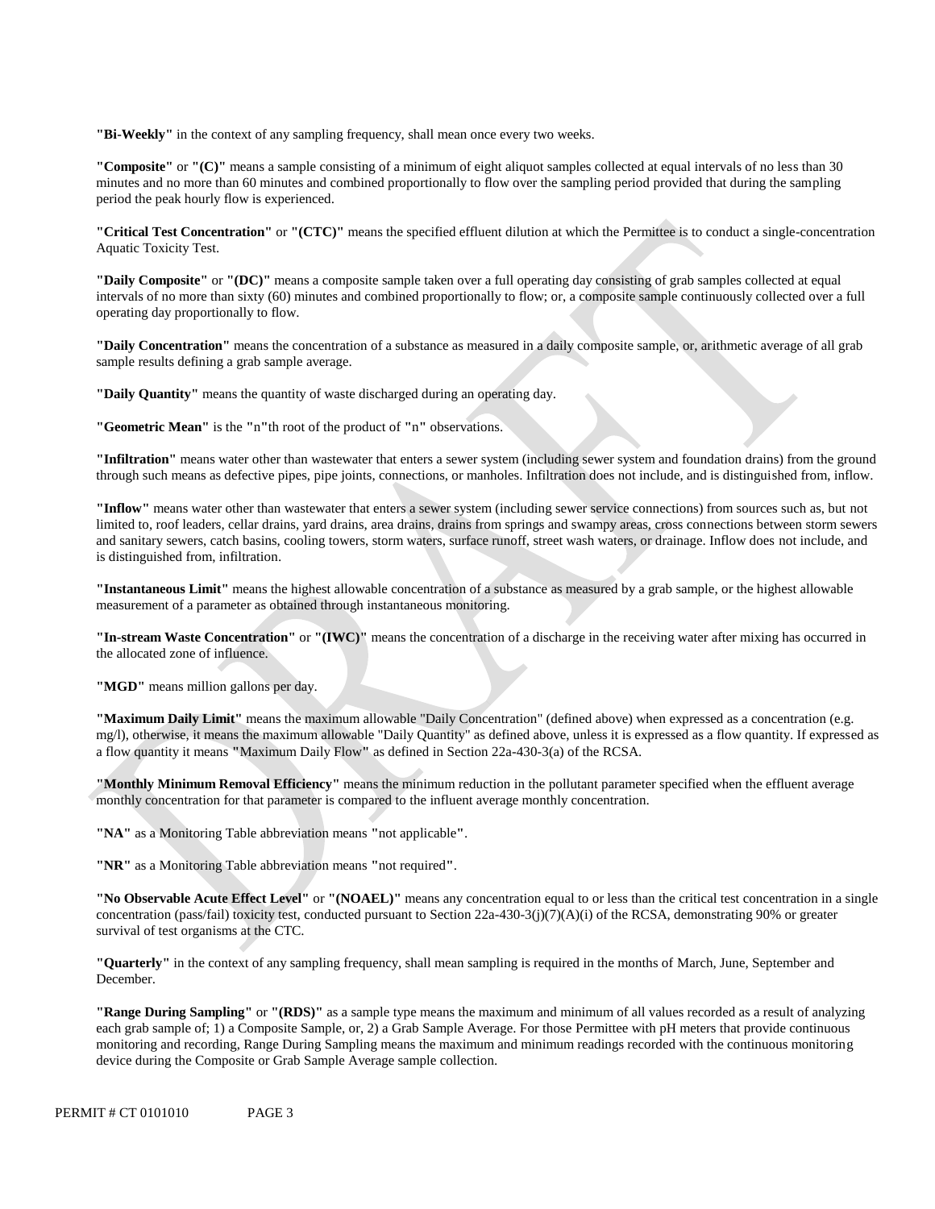**"Bi-Weekly"** in the context of any sampling frequency, shall mean once every two weeks.

**"Composite"** or **"(C)"** means a sample consisting of a minimum of eight aliquot samples collected at equal intervals of no less than 30 minutes and no more than 60 minutes and combined proportionally to flow over the sampling period provided that during the sampling period the peak hourly flow is experienced.

**"Critical Test Concentration"** or **"(CTC)"** means the specified effluent dilution at which the Permittee is to conduct a single-concentration Aquatic Toxicity Test.

**"Daily Composite"** or **"(DC)"** means a composite sample taken over a full operating day consisting of grab samples collected at equal intervals of no more than sixty (60) minutes and combined proportionally to flow; or, a composite sample continuously collected over a full operating day proportionally to flow.

**"Daily Concentration"** means the concentration of a substance as measured in a daily composite sample, or, arithmetic average of all grab sample results defining a grab sample average.

**"Daily Quantity"** means the quantity of waste discharged during an operating day.

**"Geometric Mean"** is the **"**n**"**th root of the product of **"**n**"** observations.

**"Infiltration"** means water other than wastewater that enters a sewer system (including sewer system and foundation drains) from the ground through such means as defective pipes, pipe joints, connections, or manholes. Infiltration does not include, and is distinguished from, inflow.

**"Inflow"** means water other than wastewater that enters a sewer system (including sewer service connections) from sources such as, but not limited to, roof leaders, cellar drains, yard drains, area drains, drains from springs and swampy areas, cross connections between storm sewers and sanitary sewers, catch basins, cooling towers, storm waters, surface runoff, street wash waters, or drainage. Inflow does not include, and is distinguished from, infiltration.

**"Instantaneous Limit"** means the highest allowable concentration of a substance as measured by a grab sample, or the highest allowable measurement of a parameter as obtained through instantaneous monitoring.

**"In-stream Waste Concentration"** or **"(IWC)"** means the concentration of a discharge in the receiving water after mixing has occurred in the allocated zone of influence.

**"MGD"** means million gallons per day.

**"Maximum Daily Limit"** means the maximum allowable "Daily Concentration" (defined above) when expressed as a concentration (e.g. mg/l), otherwise, it means the maximum allowable "Daily Quantity" as defined above, unless it is expressed as a flow quantity. If expressed as a flow quantity it means **"**Maximum Daily Flow**"** as defined in Section 22a-430-3(a) of the RCSA.

**"Monthly Minimum Removal Efficiency"** means the minimum reduction in the pollutant parameter specified when the effluent average monthly concentration for that parameter is compared to the influent average monthly concentration.

**"NA"** as a Monitoring Table abbreviation means **"**not applicable**"**.

**"NR"** as a Monitoring Table abbreviation means **"**not required**"**.

**"No Observable Acute Effect Level"** or **"(NOAEL)"** means any concentration equal to or less than the critical test concentration in a single concentration (pass/fail) toxicity test, conducted pursuant to Section 22a-430-3(j)(7)(A)(i) of the RCSA, demonstrating 90% or greater survival of test organisms at the CTC.

**"Quarterly"** in the context of any sampling frequency, shall mean sampling is required in the months of March, June, September and December.

**"Range During Sampling"** or **"(RDS)"** as a sample type means the maximum and minimum of all values recorded as a result of analyzing each grab sample of; 1) a Composite Sample, or, 2) a Grab Sample Average. For those Permittee with pH meters that provide continuous monitoring and recording, Range During Sampling means the maximum and minimum readings recorded with the continuous monitoring device during the Composite or Grab Sample Average sample collection.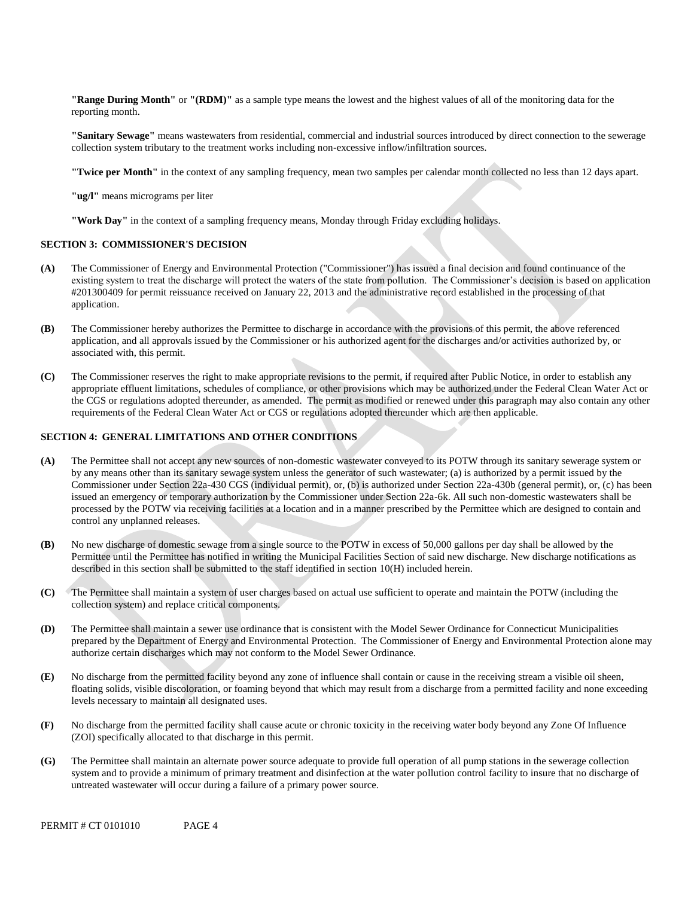**"Range During Month"** or **"(RDM)"** as a sample type means the lowest and the highest values of all of the monitoring data for the reporting month.

**"Sanitary Sewage"** means wastewaters from residential, commercial and industrial sources introduced by direct connection to the sewerage collection system tributary to the treatment works including non-excessive inflow/infiltration sources.

**"Twice per Month"** in the context of any sampling frequency, mean two samples per calendar month collected no less than 12 days apart.

**"ug/l"** means micrograms per liter

**"Work Day"** in the context of a sampling frequency means, Monday through Friday excluding holidays.

## SECTION 3: COMMISSIONER'S DECISION

**(A)** The Commissioner of Energy and Environmental Protection ("Commissioner") has issued a final decision and found continuance of the existing system to treat the discharge will protect the waters of the state from pollution. The Commissioner's decision is based on application #201300409 for permit reissuance received on January 22, 2013 and the administrative record established in the processing of that application.

**(B)** The Commissioner hereby authorizes the Permittee to discharge in accordance with the provisions of this permit, the above referenced application, and all approvals issued by the Commissioner or his authorized agent for the discharges and/or activities authorized by, or associated with, this permit.

**(C)** The Commissioner reserves the right to make appropriate revisions to the permit, if required after Public Notice, in order to establish any appropriate effluent limitations, schedules of compliance, or other provisions which may be authorized under the Federal Clean Water Act or the CGS or regulations adopted thereunder, as amended. The permit as modified or renewed under this paragraph may also contain any other requirements of the Federal Clean Water Act or CGS or regulations adopted thereunder which are then applicable.

## SECTION 4: GENERAL LIMITATIONS AND OTHER CONDITIONS

**(A)** The Permittee shall not accept any new sources of non-domestic wastewater conveyed to its POTW through its sanitary sewerage system or by any means other than its sanitary sewage system unless the generator of such wastewater; (a) is authorized by a permit issued by the Commissioner under Section 22a-430 CGS (individual permit), or, (b) is authorized under Section 22a-430b (general permit), or, (c) has been issued an emergency or temporary authorization by the Commissioner under Section 22a-6k. All such non-domestic wastewaters shall be processed by the POTW via receiving facilities at a location and in a manner prescribed by the Permittee which are designed to contain and control any unplanned releases.

**(B)** No new discharge of domestic sewage from a single source to the POTW in excess of 50,000 gallons per day shall be allowed by the Permittee until the Permittee has notified in writing the Municipal Facilities Section of said new discharge. New discharge notifications as described in this section shall be submitted to the staff identified in section 10(H) included herein.

**(C)** The Permittee shall maintain a system of user charges based on actual use sufficient to operate and maintain the POTW (including the collection system) and replace critical components.

**(D)** The Permittee shall maintain a sewer use ordinance that is consistent with the Model Sewer Ordinance for Connecticut Municipalities prepared by the Department of Energy and Environmental Protection. The Commissioner of Energy and Environmental Protection alone may authorize certain discharges which may not conform to the Model Sewer Ordinance.

**(E)** No discharge from the permitted facility beyond any zone of influence shall contain or cause in the receiving stream a visible oil sheen, floating solids, visible discoloration, or foaming beyond that which may result from a discharge from a permitted facility and none exceeding levels necessary to maintain all designated uses.

**(F)** No discharge from the permitted facility shall cause acute or chronic toxicity in the receiving water body beyond any Zone Of Influence (ZOI) specifically allocated to that discharge in this permit.

**(G)** The Permittee shall maintain an alternate power source adequate to provide full operation of all pump stations in the sewerage collection system and to provide a minimum of primary treatment and disinfection at the water pollution control facility to insure that no discharge of untreated wastewater will occur during a failure of a primary power source.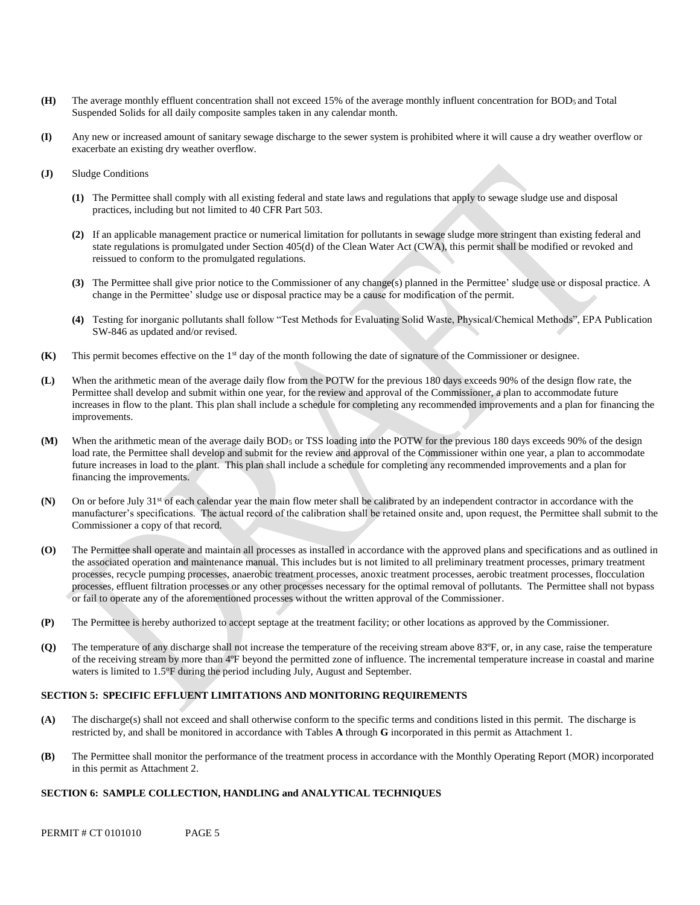**(H)** The average monthly effluent concentration shall not exceed 15% of the average monthly influent concentration for $BOD_5$ and Total Suspended Solids for all daily composite samples taken in any calendar month.

**(I)** Any new or increased amount of sanitary sewage discharge to the sewer system is prohibited where it will cause a dry weather overflow or exacerbate an existing dry weather overflow.

**(J)** Sludge Conditions

**(1)** The Permittee shall comply with all existing federal and state laws and regulations that apply to sewage sludge use and disposal practices, including but not limited to 40 CFR Part 503.

**(2)** If an applicable management practice or numerical limitation for pollutants in sewage sludge more stringent than existing federal and state regulations is promulgated under Section 405(d) of the Clean Water Act (CWA), this permit shall be modified or revoked and reissued to conform to the promulgated regulations.

**(3)** The Permittee shall give prior notice to the Commissioner of any change(s) planned in the Permittee' sludge use or disposal practice. A change in the Permittee' sludge use or disposal practice may be a cause for modification of the permit.

**(4)** Testing for inorganic pollutants shall follow "Test Methods for Evaluating Solid Waste, Physical/Chemical Methods", EPA Publication SW-846 as updated and/or revised.

**(K)** This permit becomes effective on the 1st day of the month following the date of signature of the Commissioner or designee.

**(L)** When the arithmetic mean of the average daily flow from the POTW for the previous 180 days exceeds 90% of the design flow rate, the Permittee shall develop and submit within one year, for the review and approval of the Commissioner, a plan to accommodate future increases in flow to the plant. This plan shall include a schedule for completing any recommended improvements and a plan for financing the improvements.

**(M)** When the arithmetic mean of the average daily $BOD_5$ or TSS loading into the POTW for the previous 180 days exceeds 90% of the design load rate, the Permittee shall develop and submit for the review and approval of the Commissioner within one year, a plan to accommodate future increases in load to the plant. This plan shall include a schedule for completing any recommended improvements and a plan for financing the improvements.

**(N)** On or before July 31st of each calendar year the main flow meter shall be calibrated by an independent contractor in accordance with the manufacturer's specifications. The actual record of the calibration shall be retained onsite and, upon request, the Permittee shall submit to the Commissioner a copy of that record.

**(O)** The Permittee shall operate and maintain all processes as installed in accordance with the approved plans and specifications and as outlined in the associated operation and maintenance manual. This includes but is not limited to all preliminary treatment processes, primary treatment processes, recycle pumping processes, anaerobic treatment processes, anoxic treatment processes, aerobic treatment processes, flocculation processes, effluent filtration processes or any other processes necessary for the optimal removal of pollutants. The Permittee shall not bypass or fail to operate any of the aforementioned processes without the written approval of the Commissioner.

**(P)** The Permittee is hereby authorized to accept septage at the treatment facility; or other locations as approved by the Commissioner.

**(Q)** The temperature of any discharge shall not increase the temperature of the receiving stream above 83ºF, or, in any case, raise the temperature of the receiving stream by more than 4ºF beyond the permitted zone of influence. The incremental temperature increase in coastal and marine waters is limited to 1.5ºF during the period including July, August and September.

## SECTION 5: SPECIFIC EFFLUENT LIMITATIONS AND MONITORING REQUIREMENTS

**(A)** The discharge(s) shall not exceed and shall otherwise conform to the specific terms and conditions listed in this permit. The discharge is restricted by, and shall be monitored in accordance with Tables **A** through **G** incorporated in this permit as Attachment 1.

**(B)** The Permittee shall monitor the performance of the treatment process in accordance with the Monthly Operating Report (MOR) incorporated in this permit as Attachment 2.

## SECTION 6: SAMPLE COLLECTION, HANDLING and ANALYTICAL TECHNIQUES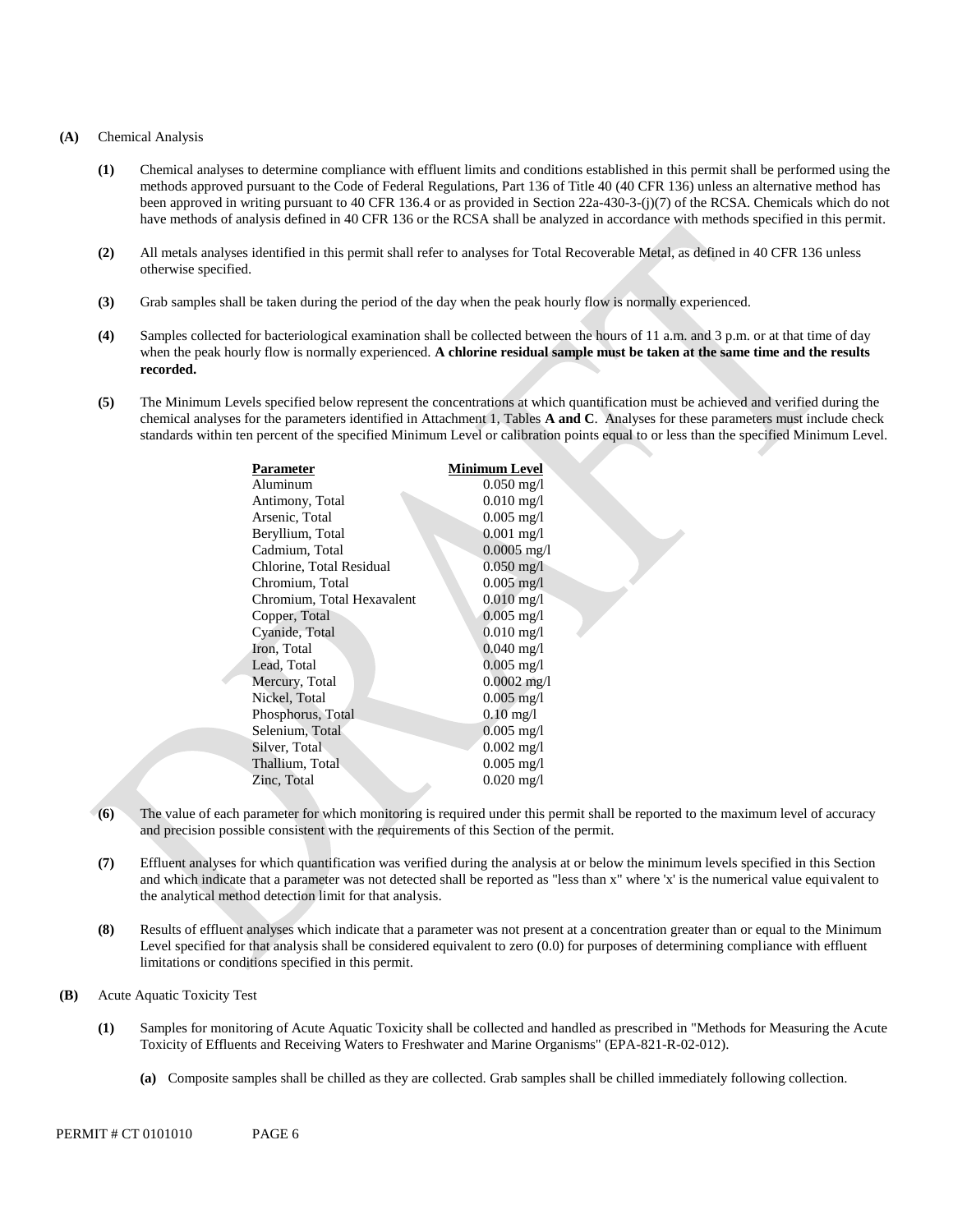**(A)** Chemical Analysis

**(1)** Chemical analyses to determine compliance with effluent limits and conditions established in this permit shall be performed using the methods approved pursuant to the Code of Federal Regulations, Part 136 of Title 40 (40 CFR 136) unless an alternative method has been approved in writing pursuant to 40 CFR 136.4 or as provided in Section 22a-430-3-(j)(7) of the RCSA. Chemicals which do not have methods of analysis defined in 40 CFR 136 or the RCSA shall be analyzed in accordance with methods specified in this permit.

**(2)** All metals analyses identified in this permit shall refer to analyses for Total Recoverable Metal, as defined in 40 CFR 136 unless otherwise specified.

**(3)** Grab samples shall be taken during the period of the day when the peak hourly flow is normally experienced.

**(4)** Samples collected for bacteriological examination shall be collected between the hours of 11 a.m. and 3 p.m. or at that time of day when the peak hourly flow is normally experienced. **A chlorine residual sample must be taken at the same time and the results recorded.**

**(5)** The Minimum Levels specified below represent the concentrations at which quantification must be achieved and verified during the chemical analyses for the parameters identified in Attachment 1, Tables **A and C**. Analyses for these parameters must include check standards within ten percent of the specified Minimum Level or calibration points equal to or less than the specified Minimum Level.

| Parameter | Minimum Level |
|---|---|
| Aluminum | 0.050 mg/l |
| Antimony, Total | 0.010 mg/l |
| Arsenic, Total | 0.005 mg/l |
| Beryllium, Total | 0.001 mg/l |
| Cadmium, Total | 0.0005 mg/l |
| Chlorine, Total Residual | 0.050 mg/l |
| Chromium, Total | 0.005 mg/l |
| Chromium, Total Hexavalent | 0.010 mg/l |
| Copper, Total | 0.005 mg/l |
| Cyanide, Total | 0.010 mg/l |
| Iron, Total | 0.040 mg/l |
| Lead, Total | 0.005 mg/l |
| Mercury, Total | 0.0002 mg/l |
| Nickel, Total | 0.005 mg/l |
| Phosphorus, Total | 0.10 mg/l |
| Selenium, Total | 0.005 mg/l |
| Silver, Total | 0.002 mg/l |
| Thallium, Total | 0.005 mg/l |
| Zinc, Total | 0.020 mg/l |

**(6)** The value of each parameter for which monitoring is required under this permit shall be reported to the maximum level of accuracy and precision possible consistent with the requirements of this Section of the permit.

**(7)** Effluent analyses for which quantification was verified during the analysis at or below the minimum levels specified in this Section and which indicate that a parameter was not detected shall be reported as "less than x" where 'x' is the numerical value equivalent to the analytical method detection limit for that analysis.

**(8)** Results of effluent analyses which indicate that a parameter was not present at a concentration greater than or equal to the Minimum Level specified for that analysis shall be considered equivalent to zero (0.0) for purposes of determining compliance with effluent limitations or conditions specified in this permit.

**(B)** Acute Aquatic Toxicity Test

**(1)** Samples for monitoring of Acute Aquatic Toxicity shall be collected and handled as prescribed in "Methods for Measuring the Acute Toxicity of Effluents and Receiving Waters to Freshwater and Marine Organisms" (EPA-821-R-02-012).

**(a)** Composite samples shall be chilled as they are collected. Grab samples shall be chilled immediately following collection.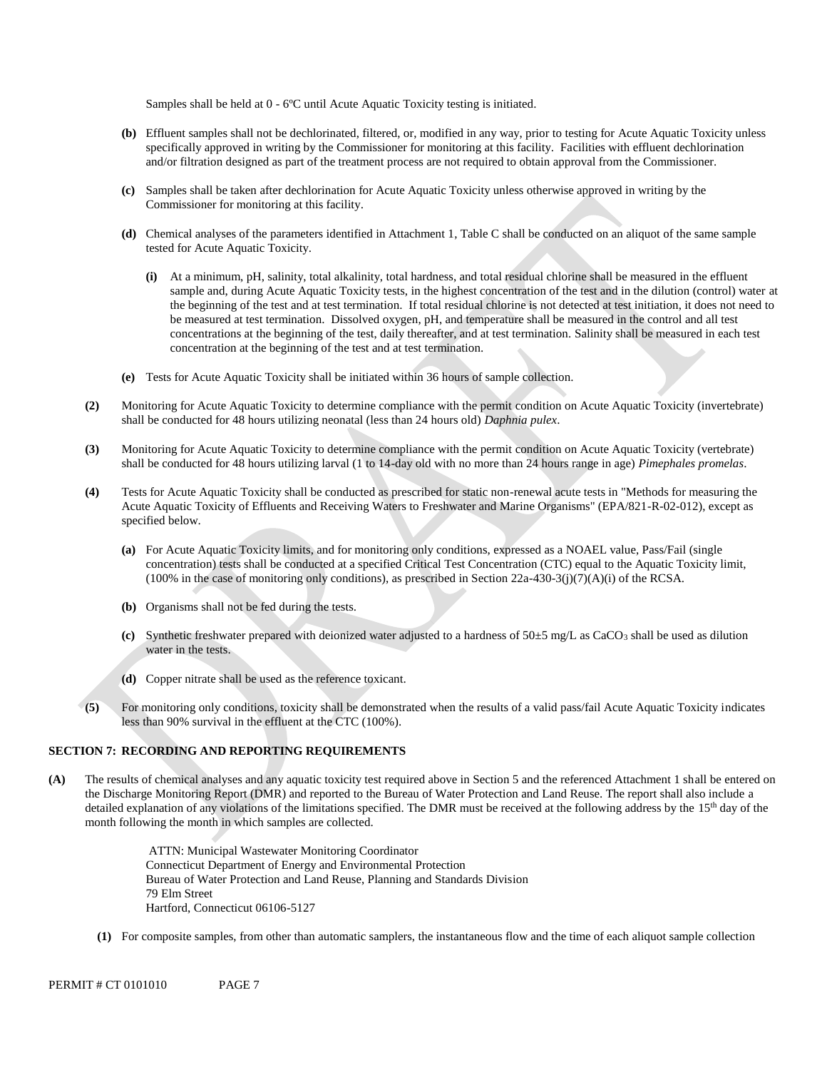Samples shall be held at 0 - 6ºC until Acute Aquatic Toxicity testing is initiated.

**(b)** Effluent samples shall not be dechlorinated, filtered, or, modified in any way, prior to testing for Acute Aquatic Toxicity unless specifically approved in writing by the Commissioner for monitoring at this facility. Facilities with effluent dechlorination and/or filtration designed as part of the treatment process are not required to obtain approval from the Commissioner.

**(c)** Samples shall be taken after dechlorination for Acute Aquatic Toxicity unless otherwise approved in writing by the Commissioner for monitoring at this facility.

**(d)** Chemical analyses of the parameters identified in Attachment 1, Table C shall be conducted on an aliquot of the same sample tested for Acute Aquatic Toxicity.

**(i)** At a minimum, pH, salinity, total alkalinity, total hardness, and total residual chlorine shall be measured in the effluent sample and, during Acute Aquatic Toxicity tests, in the highest concentration of the test and in the dilution (control) water at the beginning of the test and at test termination. If total residual chlorine is not detected at test initiation, it does not need to be measured at test termination. Dissolved oxygen, pH, and temperature shall be measured in the control and all test concentrations at the beginning of the test, daily thereafter, and at test termination. Salinity shall be measured in each test concentration at the beginning of the test and at test termination.

**(e)** Tests for Acute Aquatic Toxicity shall be initiated within 36 hours of sample collection.

**(2)** Monitoring for Acute Aquatic Toxicity to determine compliance with the permit condition on Acute Aquatic Toxicity (invertebrate) shall be conducted for 48 hours utilizing neonatal (less than 24 hours old) *Daphnia pulex*.

**(3)** Monitoring for Acute Aquatic Toxicity to determine compliance with the permit condition on Acute Aquatic Toxicity (vertebrate) shall be conducted for 48 hours utilizing larval (1 to 14-day old with no more than 24 hours range in age) *Pimephales promelas*.

**(4)** Tests for Acute Aquatic Toxicity shall be conducted as prescribed for static non-renewal acute tests in "Methods for measuring the Acute Aquatic Toxicity of Effluents and Receiving Waters to Freshwater and Marine Organisms" (EPA/821-R-02-012), except as specified below.

**(a)** For Acute Aquatic Toxicity limits, and for monitoring only conditions, expressed as a NOAEL value, Pass/Fail (single concentration) tests shall be conducted at a specified Critical Test Concentration (CTC) equal to the Aquatic Toxicity limit, (100% in the case of monitoring only conditions), as prescribed in Section 22a-430-3(j)(7)(A)(i) of the RCSA.

**(b)** Organisms shall not be fed during the tests.

**(c)** Synthetic freshwater prepared with deionized water adjusted to a hardness of 50±5 mg/L as $CaCO_3$ shall be used as dilution water in the tests.

**(d)** Copper nitrate shall be used as the reference toxicant.

**(5)** For monitoring only conditions, toxicity shall be demonstrated when the results of a valid pass/fail Acute Aquatic Toxicity indicates less than 90% survival in the effluent at the CTC (100%).

## SECTION 7: RECORDING AND REPORTING REQUIREMENTS

**(A)** The results of chemical analyses and any aquatic toxicity test required above in Section 5 and the referenced Attachment 1 shall be entered on the Discharge Monitoring Report (DMR) and reported to the Bureau of Water Protection and Land Reuse. The report shall also include a detailed explanation of any violations of the limitations specified. The DMR must be received at the following address by the 15th day of the month following the month in which samples are collected.

ATTN: Municipal Wastewater Monitoring Coordinator
Connecticut Department of Energy and Environmental Protection
Bureau of Water Protection and Land Reuse, Planning and Standards Division
79 Elm Street
Hartford, Connecticut 06106-5127

**(1)** For composite samples, from other than automatic samplers, the instantaneous flow and the time of each aliquot sample collection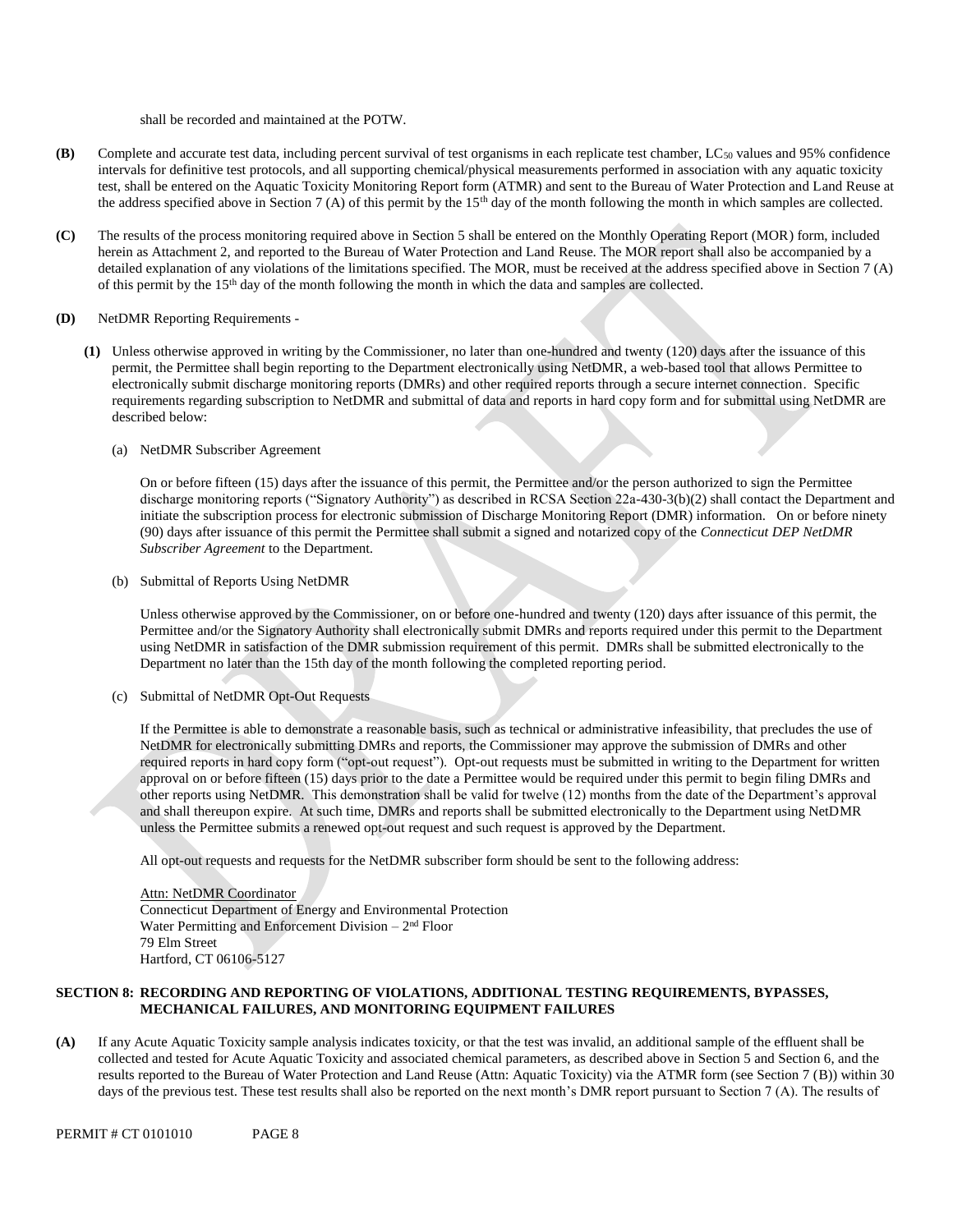shall be recorded and maintained at the POTW.

**(B)** Complete and accurate test data, including percent survival of test organisms in each replicate test chamber, $LC_{50}$ values and 95% confidence intervals for definitive test protocols, and all supporting chemical/physical measurements performed in association with any aquatic toxicity test, shall be entered on the Aquatic Toxicity Monitoring Report form (ATMR) and sent to the Bureau of Water Protection and Land Reuse at the address specified above in Section 7 (A) of this permit by the 15th day of the month following the month in which samples are collected.

**(C)** The results of the process monitoring required above in Section 5 shall be entered on the Monthly Operating Report (MOR) form, included herein as Attachment 2, and reported to the Bureau of Water Protection and Land Reuse. The MOR report shall also be accompanied by a detailed explanation of any violations of the limitations specified. The MOR, must be received at the address specified above in Section 7 (A) of this permit by the 15th day of the month following the month in which the data and samples are collected.

**(D)** NetDMR Reporting Requirements -

**(1)** Unless otherwise approved in writing by the Commissioner, no later than one-hundred and twenty (120) days after the issuance of this permit, the Permittee shall begin reporting to the Department electronically using NetDMR, a web-based tool that allows Permittee to electronically submit discharge monitoring reports (DMRs) and other required reports through a secure internet connection. Specific requirements regarding subscription to NetDMR and submittal of data and reports in hard copy form and for submittal using NetDMR are described below:

(a) NetDMR Subscriber Agreement

On or before fifteen (15) days after the issuance of this permit, the Permittee and/or the person authorized to sign the Permittee discharge monitoring reports ("Signatory Authority") as described in RCSA Section 22a-430-3(b)(2) shall contact the Department and initiate the subscription process for electronic submission of Discharge Monitoring Report (DMR) information. On or before ninety (90) days after issuance of this permit the Permittee shall submit a signed and notarized copy of the *Connecticut DEP NetDMR Subscriber Agreement* to the Department.

(b) Submittal of Reports Using NetDMR

Unless otherwise approved by the Commissioner, on or before one-hundred and twenty (120) days after issuance of this permit, the Permittee and/or the Signatory Authority shall electronically submit DMRs and reports required under this permit to the Department using NetDMR in satisfaction of the DMR submission requirement of this permit. DMRs shall be submitted electronically to the Department no later than the 15th day of the month following the completed reporting period.

(c) Submittal of NetDMR Opt-Out Requests

If the Permittee is able to demonstrate a reasonable basis, such as technical or administrative infeasibility, that precludes the use of NetDMR for electronically submitting DMRs and reports, the Commissioner may approve the submission of DMRs and other required reports in hard copy form ("opt-out request"). Opt-out requests must be submitted in writing to the Department for written approval on or before fifteen (15) days prior to the date a Permittee would be required under this permit to begin filing DMRs and other reports using NetDMR. This demonstration shall be valid for twelve (12) months from the date of the Department's approval and shall thereupon expire. At such time, DMRs and reports shall be submitted electronically to the Department using NetDMR unless the Permittee submits a renewed opt-out request and such request is approved by the Department.

All opt-out requests and requests for the NetDMR subscriber form should be sent to the following address:

Attn: NetDMR Coordinator
Connecticut Department of Energy and Environmental Protection
Water Permitting and Enforcement Division – 2nd Floor
79 Elm Street
Hartford, CT 06106-5127

## SECTION 8: RECORDING AND REPORTING OF VIOLATIONS, ADDITIONAL TESTING REQUIREMENTS, BYPASSES, MECHANICAL FAILURES, AND MONITORING EQUIPMENT FAILURES

**(A)** If any Acute Aquatic Toxicity sample analysis indicates toxicity, or that the test was invalid, an additional sample of the effluent shall be collected and tested for Acute Aquatic Toxicity and associated chemical parameters, as described above in Section 5 and Section 6, and the results reported to the Bureau of Water Protection and Land Reuse (Attn: Aquatic Toxicity) via the ATMR form (see Section 7 (B)) within 30 days of the previous test. These test results shall also be reported on the next month's DMR report pursuant to Section 7 (A). The results of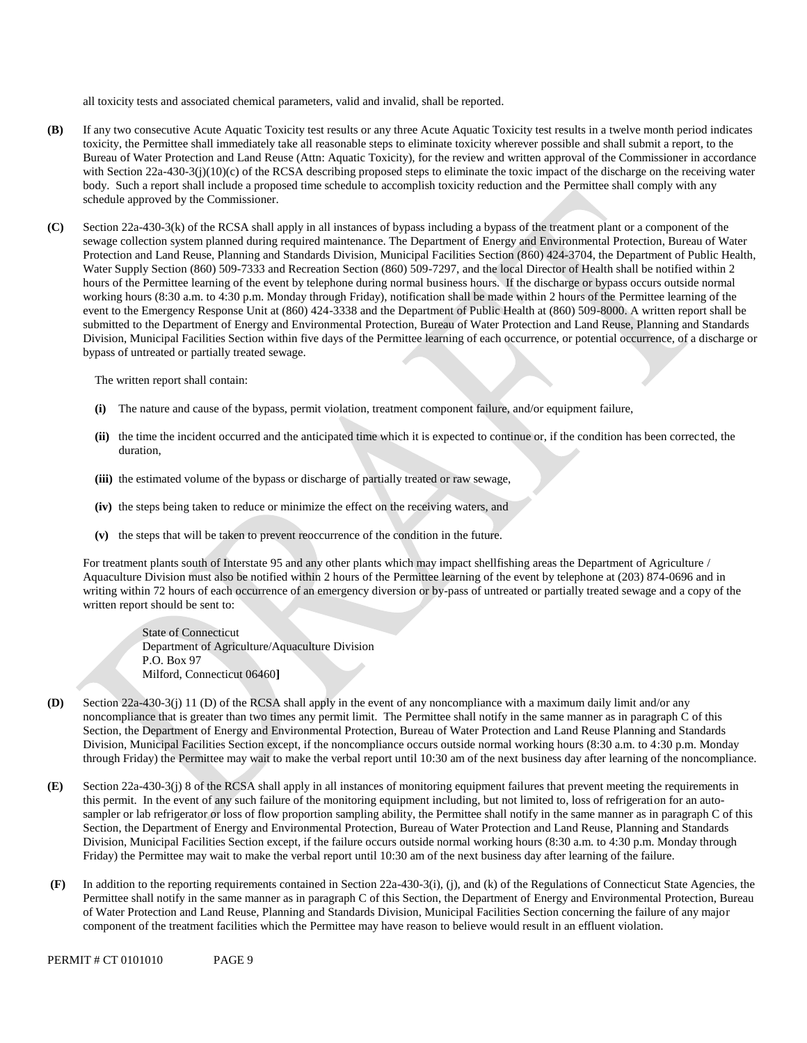all toxicity tests and associated chemical parameters, valid and invalid, shall be reported.

**(B)** If any two consecutive Acute Aquatic Toxicity test results or any three Acute Aquatic Toxicity test results in a twelve month period indicates toxicity, the Permittee shall immediately take all reasonable steps to eliminate toxicity wherever possible and shall submit a report, to the Bureau of Water Protection and Land Reuse (Attn: Aquatic Toxicity), for the review and written approval of the Commissioner in accordance with Section 22a-430-3(j)(10)(c) of the RCSA describing proposed steps to eliminate the toxic impact of the discharge on the receiving water body. Such a report shall include a proposed time schedule to accomplish toxicity reduction and the Permittee shall comply with any schedule approved by the Commissioner.

**(C)** Section 22a-430-3(k) of the RCSA shall apply in all instances of bypass including a bypass of the treatment plant or a component of the sewage collection system planned during required maintenance. The Department of Energy and Environmental Protection, Bureau of Water Protection and Land Reuse, Planning and Standards Division, Municipal Facilities Section (860) 424-3704, the Department of Public Health, Water Supply Section (860) 509-7333 and Recreation Section (860) 509-7297, and the local Director of Health shall be notified within 2 hours of the Permittee learning of the event by telephone during normal business hours. If the discharge or bypass occurs outside normal working hours (8:30 a.m. to 4:30 p.m. Monday through Friday), notification shall be made within 2 hours of the Permittee learning of the event to the Emergency Response Unit at (860) 424-3338 and the Department of Public Health at (860) 509-8000. A written report shall be submitted to the Department of Energy and Environmental Protection, Bureau of Water Protection and Land Reuse, Planning and Standards Division, Municipal Facilities Section within five days of the Permittee learning of each occurrence, or potential occurrence, of a discharge or bypass of untreated or partially treated sewage.

The written report shall contain:

**(i)** The nature and cause of the bypass, permit violation, treatment component failure, and/or equipment failure,

**(ii)** the time the incident occurred and the anticipated time which it is expected to continue or, if the condition has been corrected, the duration,

**(iii)** the estimated volume of the bypass or discharge of partially treated or raw sewage,

**(iv)** the steps being taken to reduce or minimize the effect on the receiving waters, and

**(v)** the steps that will be taken to prevent reoccurrence of the condition in the future.

For treatment plants south of Interstate 95 and any other plants which may impact shellfishing areas the Department of Agriculture / Aquaculture Division must also be notified within 2 hours of the Permittee learning of the event by telephone at (203) 874-0696 and in writing within 72 hours of each occurrence of an emergency diversion or by-pass of untreated or partially treated sewage and a copy of the written report should be sent to:

State of Connecticut
Department of Agriculture/Aquaculture Division
P.O. Box 97
Milford, Connecticut 06460**]**

**(D)** Section 22a-430-3(j) 11 (D) of the RCSA shall apply in the event of any noncompliance with a maximum daily limit and/or any noncompliance that is greater than two times any permit limit. The Permittee shall notify in the same manner as in paragraph C of this Section, the Department of Energy and Environmental Protection, Bureau of Water Protection and Land Reuse Planning and Standards Division, Municipal Facilities Section except, if the noncompliance occurs outside normal working hours (8:30 a.m. to 4:30 p.m. Monday through Friday) the Permittee may wait to make the verbal report until 10:30 am of the next business day after learning of the noncompliance.

**(E)** Section 22a-430-3(j) 8 of the RCSA shall apply in all instances of monitoring equipment failures that prevent meeting the requirements in this permit. In the event of any such failure of the monitoring equipment including, but not limited to, loss of refrigeration for an auto-sampler or lab refrigerator or loss of flow proportion sampling ability, the Permittee shall notify in the same manner as in paragraph C of this Section, the Department of Energy and Environmental Protection, Bureau of Water Protection and Land Reuse, Planning and Standards Division, Municipal Facilities Section except, if the failure occurs outside normal working hours (8:30 a.m. to 4:30 p.m. Monday through Friday) the Permittee may wait to make the verbal report until 10:30 am of the next business day after learning of the failure.

**(F)** In addition to the reporting requirements contained in Section 22a-430-3(i), (j), and (k) of the Regulations of Connecticut State Agencies, the Permittee shall notify in the same manner as in paragraph C of this Section, the Department of Energy and Environmental Protection, Bureau of Water Protection and Land Reuse, Planning and Standards Division, Municipal Facilities Section concerning the failure of any major component of the treatment facilities which the Permittee may have reason to believe would result in an effluent violation.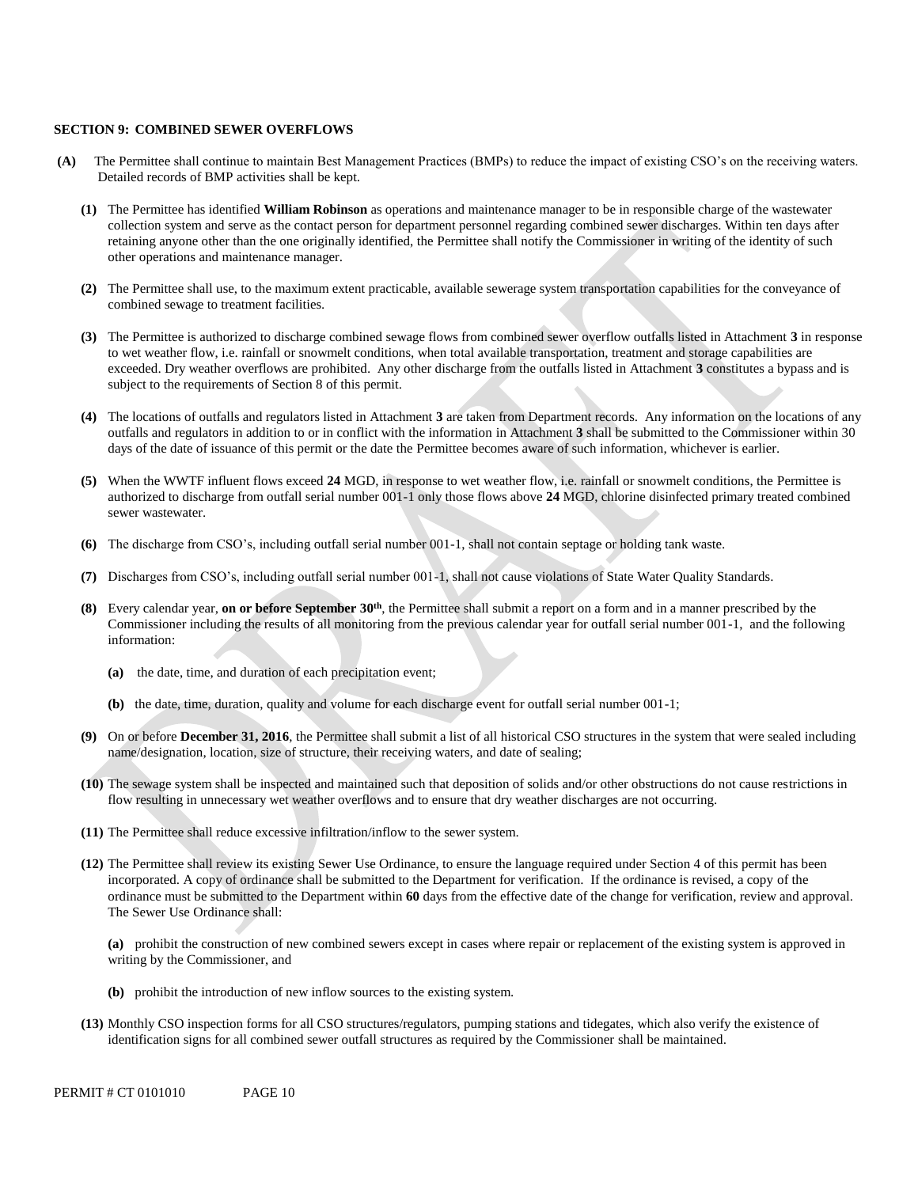## SECTION 9: COMBINED SEWER OVERFLOWS

**(A)** The Permittee shall continue to maintain Best Management Practices (BMPs) to reduce the impact of existing CSO's on the receiving waters. Detailed records of BMP activities shall be kept.

**(1)** The Permittee has identified **William Robinson** as operations and maintenance manager to be in responsible charge of the wastewater collection system and serve as the contact person for department personnel regarding combined sewer discharges. Within ten days after retaining anyone other than the one originally identified, the Permittee shall notify the Commissioner in writing of the identity of such other operations and maintenance manager.

**(2)** The Permittee shall use, to the maximum extent practicable, available sewerage system transportation capabilities for the conveyance of combined sewage to treatment facilities.

**(3)** The Permittee is authorized to discharge combined sewage flows from combined sewer overflow outfalls listed in Attachment **3** in response to wet weather flow, i.e. rainfall or snowmelt conditions, when total available transportation, treatment and storage capabilities are exceeded. Dry weather overflows are prohibited. Any other discharge from the outfalls listed in Attachment **3** constitutes a bypass and is subject to the requirements of Section 8 of this permit.

**(4)** The locations of outfalls and regulators listed in Attachment **3** are taken from Department records. Any information on the locations of any outfalls and regulators in addition to or in conflict with the information in Attachment **3** shall be submitted to the Commissioner within 30 days of the date of issuance of this permit or the date the Permittee becomes aware of such information, whichever is earlier.

**(5)** When the WWTF influent flows exceed **24** MGD, in response to wet weather flow, i.e. rainfall or snowmelt conditions, the Permittee is authorized to discharge from outfall serial number 001-1 only those flows above **24** MGD, chlorine disinfected primary treated combined sewer wastewater.

**(6)** The discharge from CSO's, including outfall serial number 001-1, shall not contain septage or holding tank waste.

**(7)** Discharges from CSO's, including outfall serial number 001-1, shall not cause violations of State Water Quality Standards.

**(8)** Every calendar year, **on or before September 30th**, the Permittee shall submit a report on a form and in a manner prescribed by the Commissioner including the results of all monitoring from the previous calendar year for outfall serial number 001-1, and the following information:

**(a)** the date, time, and duration of each precipitation event;

**(b)** the date, time, duration, quality and volume for each discharge event for outfall serial number 001-1;

**(9)** On or before **December 31, 2016**, the Permittee shall submit a list of all historical CSO structures in the system that were sealed including name/designation, location, size of structure, their receiving waters, and date of sealing;

**(10)** The sewage system shall be inspected and maintained such that deposition of solids and/or other obstructions do not cause restrictions in flow resulting in unnecessary wet weather overflows and to ensure that dry weather discharges are not occurring.

**(11)** The Permittee shall reduce excessive infiltration/inflow to the sewer system.

**(12)** The Permittee shall review its existing Sewer Use Ordinance, to ensure the language required under Section 4 of this permit has been incorporated. A copy of ordinance shall be submitted to the Department for verification. If the ordinance is revised, a copy of the ordinance must be submitted to the Department within **60** days from the effective date of the change for verification, review and approval. The Sewer Use Ordinance shall:

**(a)** prohibit the construction of new combined sewers except in cases where repair or replacement of the existing system is approved in writing by the Commissioner, and

**(b)** prohibit the introduction of new inflow sources to the existing system.

**(13)** Monthly CSO inspection forms for all CSO structures/regulators, pumping stations and tidegates, which also verify the existence of identification signs for all combined sewer outfall structures as required by the Commissioner shall be maintained.

PERMIT # CT 0101010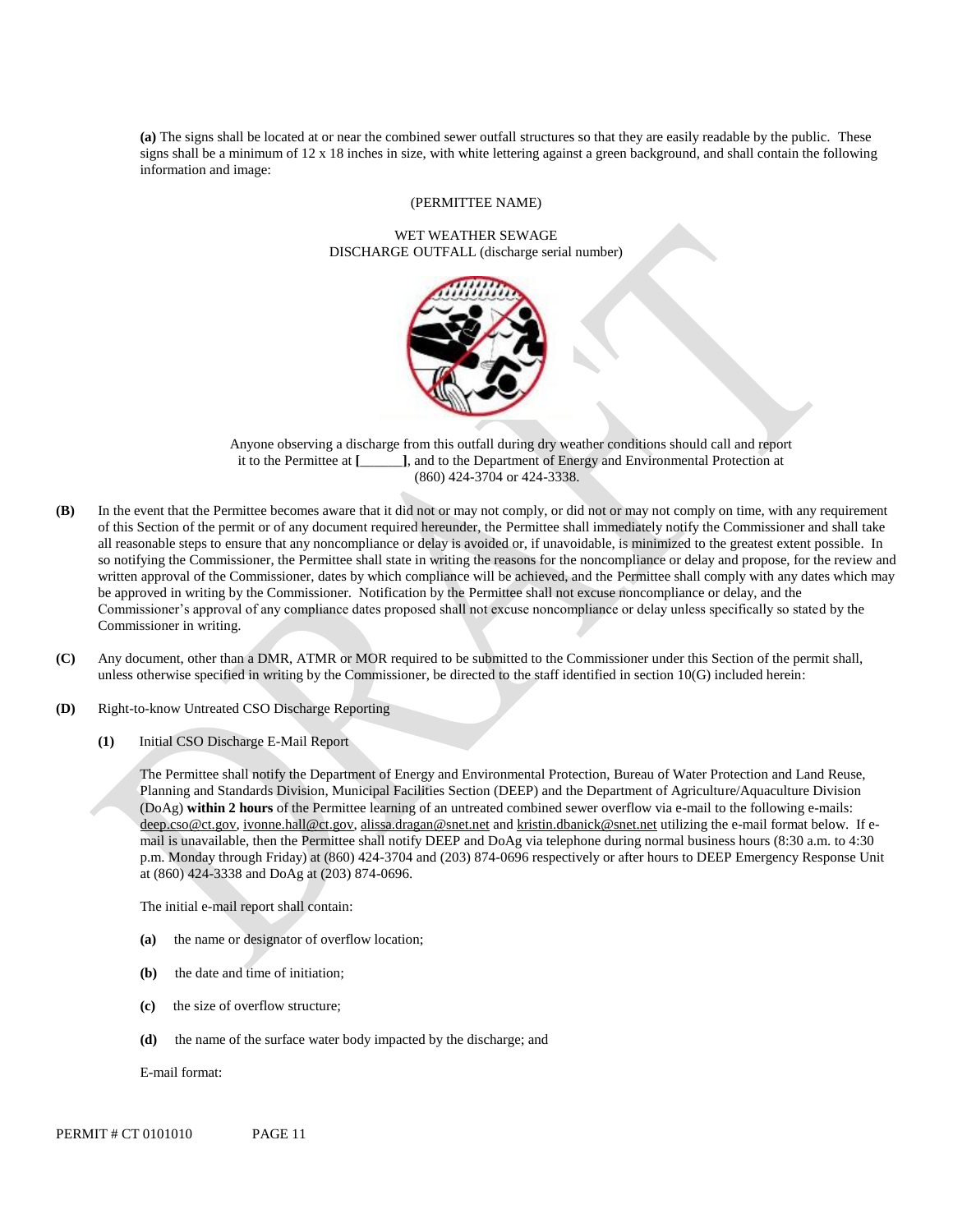**(a)** The signs shall be located at or near the combined sewer outfall structures so that they are easily readable by the public. These signs shall be a minimum of 12 x 18 inches in size, with white lettering against a green background, and shall contain the following information and image:

(PERMITTEE NAME)

WET WEATHER SEWAGE
DISCHARGE OUTFALL (discharge serial number)

Anyone observing a discharge from this outfall during dry weather conditions should call and report it to the Permittee at **[______]**, and to the Department of Energy and Environmental Protection at (860) 424-3704 or 424-3338.

**(B)** In the event that the Permittee becomes aware that it did not or may not comply, or did not or may not comply on time, with any requirement of this Section of the permit or of any document required hereunder, the Permittee shall immediately notify the Commissioner and shall take all reasonable steps to ensure that any noncompliance or delay is avoided or, if unavoidable, is minimized to the greatest extent possible. In so notifying the Commissioner, the Permittee shall state in writing the reasons for the noncompliance or delay and propose, for the review and written approval of the Commissioner, dates by which compliance will be achieved, and the Permittee shall comply with any dates which may be approved in writing by the Commissioner. Notification by the Permittee shall not excuse noncompliance or delay, and the Commissioner's approval of any compliance dates proposed shall not excuse noncompliance or delay unless specifically so stated by the Commissioner in writing.

**(C)** Any document, other than a DMR, ATMR or MOR required to be submitted to the Commissioner under this Section of the permit shall, unless otherwise specified in writing by the Commissioner, be directed to the staff identified in section 10(G) included herein:

**(D)** Right-to-know Untreated CSO Discharge Reporting

**(1)** Initial CSO Discharge E-Mail Report

The Permittee shall notify the Department of Energy and Environmental Protection, Bureau of Water Protection and Land Reuse, Planning and Standards Division, Municipal Facilities Section (DEEP) and the Department of Agriculture/Aquaculture Division (DoAg) **within 2 hours** of the Permittee learning of an untreated combined sewer overflow via e-mail to the following e-mails: deep.cso@ct.gov, ivonne.hall@ct.gov, alissa.dragan@snet.net and kristin.dbanick@snet.net utilizing the e-mail format below. If e-mail is unavailable, then the Permittee shall notify DEEP and DoAg via telephone during normal business hours (8:30 a.m. to 4:30 p.m. Monday through Friday) at (860) 424-3704 and (203) 874-0696 respectively or after hours to DEEP Emergency Response Unit at (860) 424-3338 and DoAg at (203) 874-0696.

The initial e-mail report shall contain:

**(a)** the name or designator of overflow location;

**(b)** the date and time of initiation;

**(c)** the size of overflow structure;

**(d)** the name of the surface water body impacted by the discharge; and

E-mail format: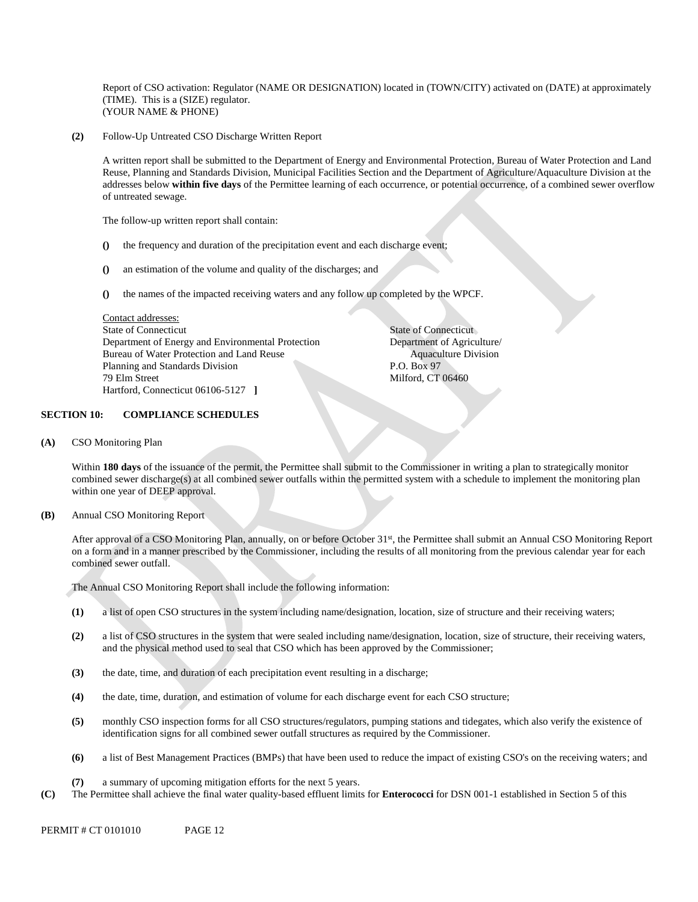Report of CSO activation: Regulator (NAME OR DESIGNATION) located in (TOWN/CITY) activated on (DATE) at approximately (TIME). This is a (SIZE) regulator.
(YOUR NAME & PHONE)

**(2)** Follow-Up Untreated CSO Discharge Written Report

A written report shall be submitted to the Department of Energy and Environmental Protection, Bureau of Water Protection and Land Reuse, Planning and Standards Division, Municipal Facilities Section and the Department of Agriculture/Aquaculture Division at the addresses below **within five days** of the Permittee learning of each occurrence, or potential occurrence, of a combined sewer overflow of untreated sewage.

The follow-up written report shall contain:

**()** the frequency and duration of the precipitation event and each discharge event;

**()** an estimation of the volume and quality of the discharges; and

**()** the names of the impacted receiving waters and any follow up completed by the WPCF.

Contact addresses:

State of Connecticut
Department of Energy and Environmental Protection
Bureau of Water Protection and Land Reuse
Planning and Standards Division
79 Elm Street
Hartford, Connecticut 06106-5127 **]**

State of Connecticut
Department of Agriculture/
Aquaculture Division
P.O. Box 97
Milford, CT 06460

**SECTION 10: COMPLIANCE SCHEDULES**

**(A)** CSO Monitoring Plan

Within **180 days** of the issuance of the permit, the Permittee shall submit to the Commissioner in writing a plan to strategically monitor combined sewer discharge(s) at all combined sewer outfalls within the permitted system with a schedule to implement the monitoring plan within one year of DEEP approval.

**(B)** Annual CSO Monitoring Report

After approval of a CSO Monitoring Plan, annually, on or before October 31st, the Permittee shall submit an Annual CSO Monitoring Report on a form and in a manner prescribed by the Commissioner, including the results of all monitoring from the previous calendar year for each combined sewer outfall.

The Annual CSO Monitoring Report shall include the following information:

**(1)** a list of open CSO structures in the system including name/designation, location, size of structure and their receiving waters;

**(2)** a list of CSO structures in the system that were sealed including name/designation, location, size of structure, their receiving waters, and the physical method used to seal that CSO which has been approved by the Commissioner;

**(3)** the date, time, and duration of each precipitation event resulting in a discharge;

**(4)** the date, time, duration, and estimation of volume for each discharge event for each CSO structure;

**(5)** monthly CSO inspection forms for all CSO structures/regulators, pumping stations and tidegates, which also verify the existence of identification signs for all combined sewer outfall structures as required by the Commissioner.

**(6)** a list of Best Management Practices (BMPs) that have been used to reduce the impact of existing CSO's on the receiving waters; and

**(7)** a summary of upcoming mitigation efforts for the next 5 years.

**(C)** The Permittee shall achieve the final water quality-based effluent limits for **Enterococci** for DSN 001-1 established in Section 5 of this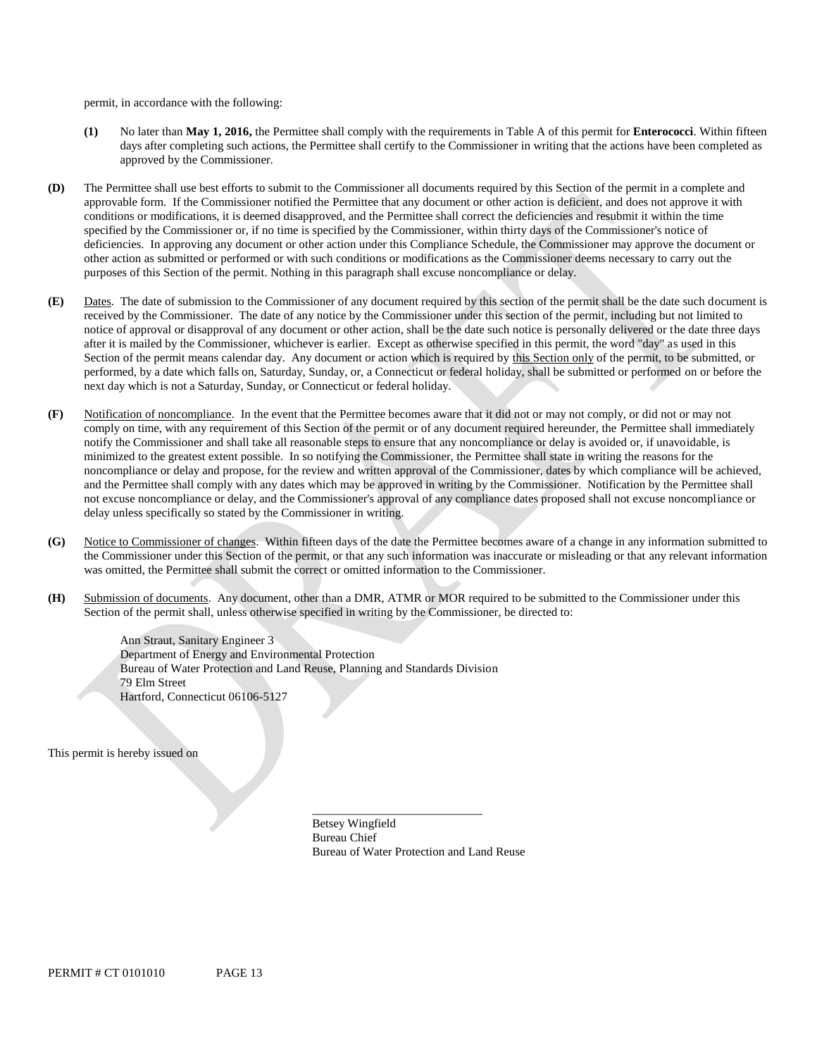permit, in accordance with the following:

**(1)** No later than **May 1, 2016,** the Permittee shall comply with the requirements in Table A of this permit for **Enterococci**. Within fifteen days after completing such actions, the Permittee shall certify to the Commissioner in writing that the actions have been completed as approved by the Commissioner.

**(D)** The Permittee shall use best efforts to submit to the Commissioner all documents required by this Section of the permit in a complete and approvable form. If the Commissioner notified the Permittee that any document or other action is deficient, and does not approve it with conditions or modifications, it is deemed disapproved, and the Permittee shall correct the deficiencies and resubmit it within the time specified by the Commissioner or, if no time is specified by the Commissioner, within thirty days of the Commissioner's notice of deficiencies. In approving any document or other action under this Compliance Schedule, the Commissioner may approve the document or other action as submitted or performed or with such conditions or modifications as the Commissioner deems necessary to carry out the purposes of this Section of the permit. Nothing in this paragraph shall excuse noncompliance or delay.

**(E)** Dates. The date of submission to the Commissioner of any document required by this section of the permit shall be the date such document is received by the Commissioner. The date of any notice by the Commissioner under this section of the permit, including but not limited to notice of approval or disapproval of any document or other action, shall be the date such notice is personally delivered or the date three days after it is mailed by the Commissioner, whichever is earlier. Except as otherwise specified in this permit, the word "day" as used in this Section of the permit means calendar day. Any document or action which is required by this Section only of the permit, to be submitted, or performed, by a date which falls on, Saturday, Sunday, or, a Connecticut or federal holiday, shall be submitted or performed on or before the next day which is not a Saturday, Sunday, or Connecticut or federal holiday.

**(F)** Notification of noncompliance. In the event that the Permittee becomes aware that it did not or may not comply, or did not or may not comply on time, with any requirement of this Section of the permit or of any document required hereunder, the Permittee shall immediately notify the Commissioner and shall take all reasonable steps to ensure that any noncompliance or delay is avoided or, if unavoidable, is minimized to the greatest extent possible. In so notifying the Commissioner, the Permittee shall state in writing the reasons for the noncompliance or delay and propose, for the review and written approval of the Commissioner, dates by which compliance will be achieved, and the Permittee shall comply with any dates which may be approved in writing by the Commissioner. Notification by the Permittee shall not excuse noncompliance or delay, and the Commissioner's approval of any compliance dates proposed shall not excuse noncompliance or delay unless specifically so stated by the Commissioner in writing.

**(G)** Notice to Commissioner of changes. Within fifteen days of the date the Permittee becomes aware of a change in any information submitted to the Commissioner under this Section of the permit, or that any such information was inaccurate or misleading or that any relevant information was omitted, the Permittee shall submit the correct or omitted information to the Commissioner.

**(H)** Submission of documents. Any document, other than a DMR, ATMR or MOR required to be submitted to the Commissioner under this Section of the permit shall, unless otherwise specified in writing by the Commissioner, be directed to:

Ann Straut, Sanitary Engineer 3
Department of Energy and Environmental Protection
Bureau of Water Protection and Land Reuse, Planning and Standards Division
79 Elm Street
Hartford, Connecticut 06106-5127

This permit is hereby issued on

\_\_\_\_\_\_\_\_\_\_\_\_\_\_\_\_\_\_\_\_\_\_\_\_\_\_\_\_
Betsey Wingfield
Bureau Chief
Bureau of Water Protection and Land Reuse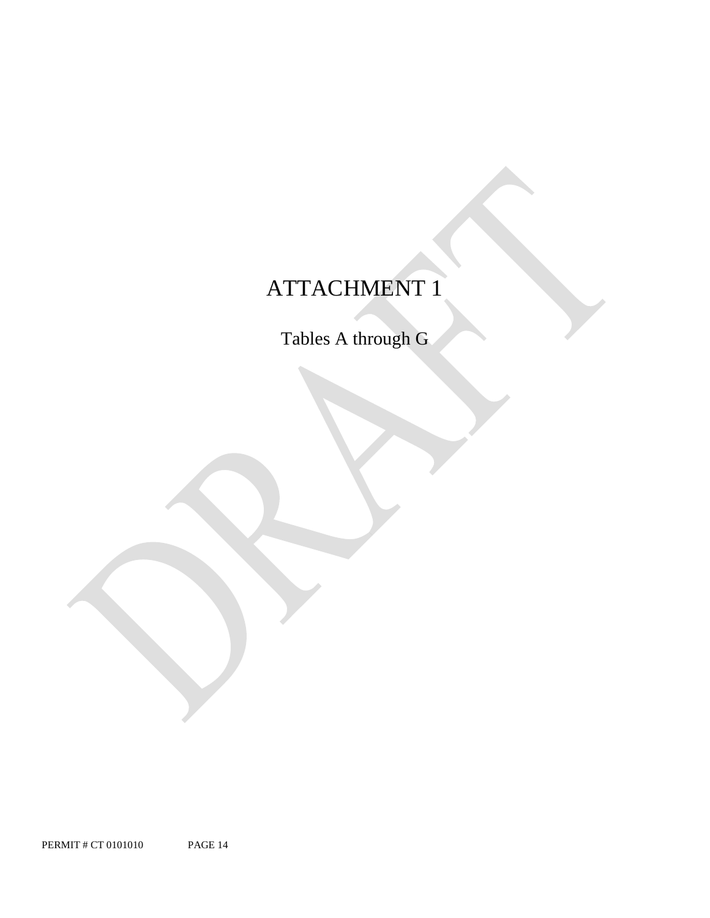# ATTACHMENT 1

Tables A through G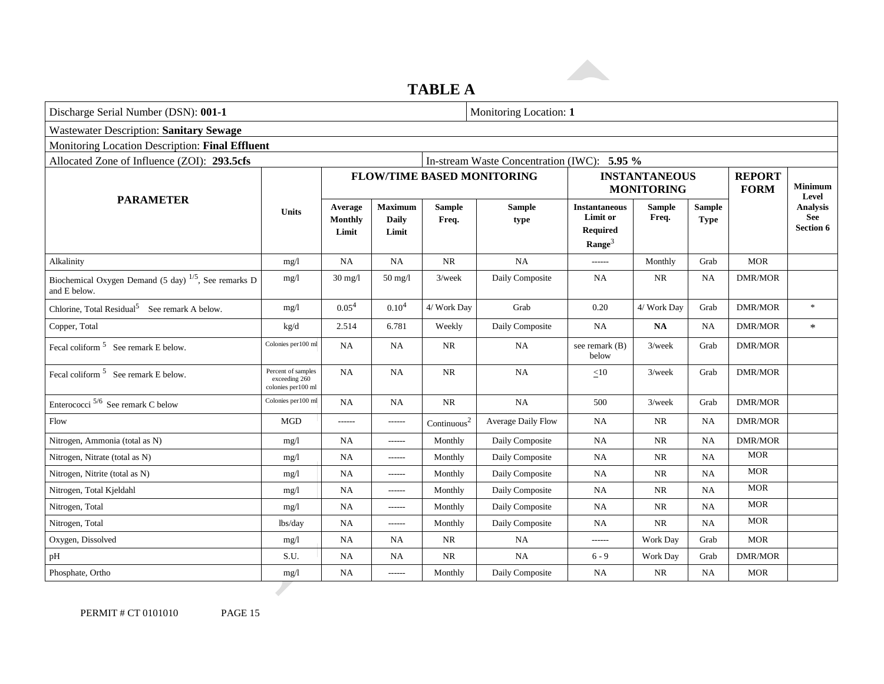## TABLE A

| Discharge Serial Number (DSN): **001-1** | | | | | | Monitoring Location: **1** | | | | |
|---|---|---|---|---|---|---|---|---|---|---|
| Wastewater Description: **Sanitary Sewage** | | | | | | | | | | |
| Monitoring Location Description: **Final Effluent** | | | | | | | | | | |
| Allocated Zone of Influence (ZOI): **293.5cfs** | | | | | In-stream Waste Concentration (IWC): **5.95 %** | | | | | |
| **PARAMETER** | **Units** | **FLOW/TIME BASED MONITORING** | | | | **INSTANTANEOUS MONITORING** | | | **REPORT FORM** | **Minimum Level Analysis See Section 6** |
| | | **Average Monthly Limit** | **Maximum Daily Limit** | **Sample Freq.** | **Sample type** | **Instantaneous Limit or Required Range**[3] | **Sample Freq.** | **Sample Type** | | |
| Alkalinity | mg/l | NA | NA | NR | NA | ------ | Monthly | Grab | MOR | |
| Biochemical Oxygen Demand (5 day) [1/5], See remarks D and E below. | mg/l | 30 mg/l | 50 mg/l | 3/week | Daily Composite | NA | NR | NA | DMR/MOR | |
| Chlorine, Total Residual[5] See remark A below. | mg/l | 0.05[4] | 0.10[4] | 4/ Work Day | Grab | 0.20 | 4/ Work Day | Grab | DMR/MOR | * |
| Copper, Total | kg/d | 2.514 | 6.781 | Weekly | Daily Composite | NA | **NA** | NA | DMR/MOR | * |
| Fecal coliform [5] See remark E below. | Colonies per100 ml | NA | NA | NR | NA | see remark (B) below | 3/week | Grab | DMR/MOR | |
| Fecal coliform [5] See remark E below. | Percent of samples exceeding 260 colonies per100 ml | NA | NA | NR | NA | ≤10 | 3/week | Grab | DMR/MOR | |
| Enterococci [5/6] See remark C below | Colonies per100 ml | NA | NA | NR | NA | 500 | 3/week | Grab | DMR/MOR | |
| Flow | MGD | ------ | ------ | Continuous[2] | Average Daily Flow | NA | NR | NA | DMR/MOR | |
| Nitrogen, Ammonia (total as N) | mg/l | NA | ------ | Monthly | Daily Composite | NA | NR | NA | DMR/MOR | |
| Nitrogen, Nitrate (total as N) | mg/l | NA | ------ | Monthly | Daily Composite | NA | NR | NA | MOR | |
| Nitrogen, Nitrite (total as N) | mg/l | NA | ------ | Monthly | Daily Composite | NA | NR | NA | MOR | |
| Nitrogen, Total Kjeldahl | mg/l | NA | ------ | Monthly | Daily Composite | NA | NR | NA | MOR | |
| Nitrogen, Total | mg/l | NA | ------ | Monthly | Daily Composite | NA | NR | NA | MOR | |
| Nitrogen, Total | lbs/day | NA | ------ | Monthly | Daily Composite | NA | NR | NA | MOR | |
| Oxygen, Dissolved | mg/l | NA | NA | NR | NA | ------ | Work Day | Grab | MOR | |
| pH | S.U. | NA | NA | NR | NA | 6 - 9 | Work Day | Grab | DMR/MOR | |
| Phosphate, Ortho | mg/l | NA | ------ | Monthly | Daily Composite | NA | NR | NA | MOR | |

PERMIT # CT 0101010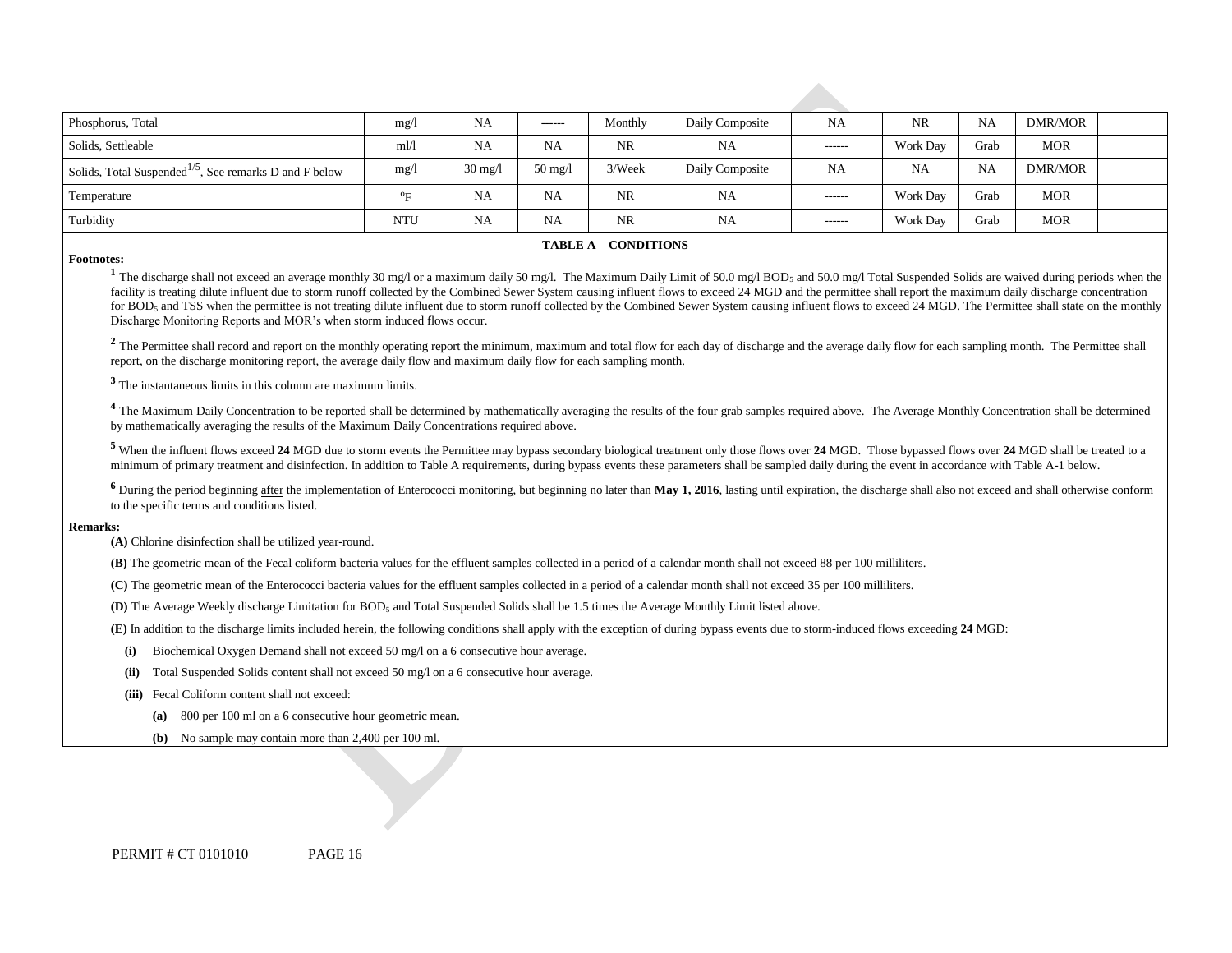| | | | | | | | | | | |
|---|---|---|---|---|---|---|---|---|---|---|
| Phosphorus, Total | mg/l | NA | ------ | Monthly | Daily Composite | NA | NR | NA | DMR/MOR | |
| Solids, Settleable | ml/l | NA | NA | NR | NA | ------ | Work Day | Grab | MOR | |
| Solids, Total Suspended[1/5], See remarks D and F below | mg/l | 30 mg/l | 50 mg/l | 3/Week | Daily Composite | NA | NA | NA | DMR/MOR | |
| Temperature | °F | NA | NA | NR | NA | ------ | Work Day | Grab | MOR | |
| Turbidity | NTU | NA | NA | NR | NA | ------ | Work Day | Grab | MOR | |

**TABLE A – CONDITIONS**

**Footnotes:**

[1] The discharge shall not exceed an average monthly 30 mg/l or a maximum daily 50 mg/l. The Maximum Daily Limit of 50.0 mg/l $BOD_5$ and 50.0 mg/l Total Suspended Solids are waived during periods when the facility is treating dilute influent due to storm runoff collected by the Combined Sewer System causing influent flows to exceed 24 MGD and the permittee shall report the maximum daily discharge concentration for $BOD_5$ and TSS when the permittee is not treating dilute influent due to storm runoff collected by the Combined Sewer System causing influent flows to exceed 24 MGD. The Permittee shall state on the monthly Discharge Monitoring Reports and MOR's when storm induced flows occur.

[2] The Permittee shall record and report on the monthly operating report the minimum, maximum and total flow for each day of discharge and the average daily flow for each sampling month. The Permittee shall report, on the discharge monitoring report, the average daily flow and maximum daily flow for each sampling month.

[3] The instantaneous limits in this column are maximum limits.

[4] The Maximum Daily Concentration to be reported shall be determined by mathematically averaging the results of the four grab samples required above. The Average Monthly Concentration shall be determined by mathematically averaging the results of the Maximum Daily Concentrations required above.

[5] When the influent flows exceed **24** MGD due to storm events the Permittee may bypass secondary biological treatment only those flows over **24** MGD. Those bypassed flows over **24** MGD shall be treated to a minimum of primary treatment and disinfection. In addition to Table A requirements, during bypass events these parameters shall be sampled daily during the event in accordance with Table A-1 below.

[6] During the period beginning after the implementation of Enterococci monitoring, but beginning no later than **May 1, 2016**, lasting until expiration, the discharge shall also not exceed and shall otherwise conform to the specific terms and conditions listed.

**Remarks:**

**(A)** Chlorine disinfection shall be utilized year-round.

**(B)** The geometric mean of the Fecal coliform bacteria values for the effluent samples collected in a period of a calendar month shall not exceed 88 per 100 milliliters.

**(C)** The geometric mean of the Enterococci bacteria values for the effluent samples collected in a period of a calendar month shall not exceed 35 per 100 milliliters.

**(D)** The Average Weekly discharge Limitation for $BOD_5$ and Total Suspended Solids shall be 1.5 times the Average Monthly Limit listed above.

**(E)** In addition to the discharge limits included herein, the following conditions shall apply with the exception of during bypass events due to storm-induced flows exceeding **24** MGD:

- **(i)** Biochemical Oxygen Demand shall not exceed 50 mg/l on a 6 consecutive hour average.
- **(ii)** Total Suspended Solids content shall not exceed 50 mg/l on a 6 consecutive hour average.
- **(iii)** Fecal Coliform content shall not exceed:
  - **(a)** 800 per 100 ml on a 6 consecutive hour geometric mean.
  - **(b)** No sample may contain more than 2,400 per 100 ml.

PERMIT # CT 0101010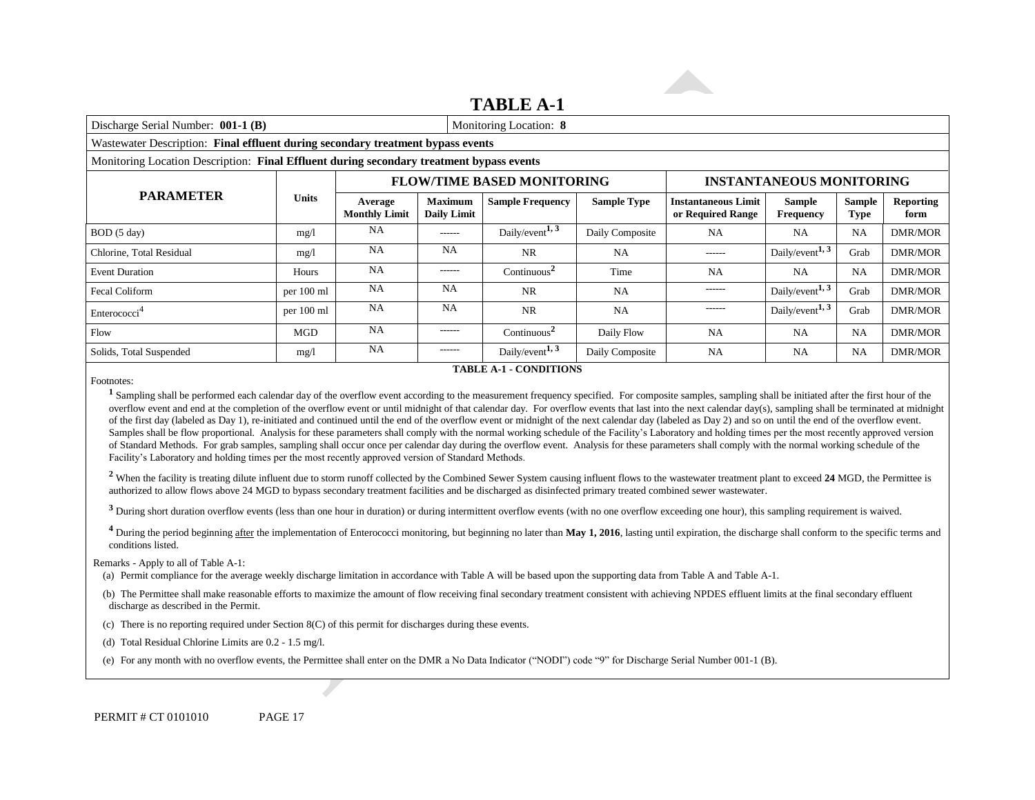# TABLE A-1

| Discharge Serial Number: **001-1 (B)** | | | | | | Monitoring Location: **8** | | | | |
|---|---|---|---|---|---|---|---|---|---|---|
| Wastewater Description: **Final effluent during secondary treatment bypass events** | | | | | | | | | | |
| Monitoring Location Description: **Final Effluent during secondary treatment bypass events** | | | | | | | | | | |
| **PARAMETER** | **Units** | **FLOW/TIME BASED MONITORING** | | | | **INSTANTANEOUS MONITORING** | | | | |
| | | **Average Monthly Limit** | **Maximum Daily Limit** | **Sample Frequency** | **Sample Type** | **Instantaneous Limit or Required Range** | **Sample Frequency** | **Sample Type** | **Reporting form** | |
| BOD (5 day) | mg/l | NA | ------ | Daily/event[1, 3] | Daily Composite | NA | NA | NA | DMR/MOR | |
| Chlorine, Total Residual | mg/l | NA | NA | NR | NA | ------ | Daily/event[1, 3] | Grab | DMR/MOR | |
| Event Duration | Hours | NA | ------ | Continuous[2] | Time | NA | NA | NA | DMR/MOR | |
| Fecal Coliform | per 100 ml | NA | NA | NR | NA | ------ | Daily/event[1, 3] | Grab | DMR/MOR | |
| Enterococci[4] | per 100 ml | NA | NA | NR | NA | ------ | Daily/event[1, 3] | Grab | DMR/MOR | |
| Flow | MGD | NA | ------ | Continuous[2] | Daily Flow | NA | NA | NA | DMR/MOR | |
| Solids, Total Suspended | mg/l | NA | ------ | Daily/event[1, 3] | Daily Composite | NA | NA | NA | DMR/MOR | |

**TABLE A-1 - CONDITIONS**

Footnotes:

[1] Sampling shall be performed each calendar day of the overflow event according to the measurement frequency specified. For composite samples, sampling shall be initiated after the first hour of the overflow event and end at the completion of the overflow event or until midnight of that calendar day. For overflow events that last into the next calendar day(s), sampling shall be terminated at midnight of the first day (labeled as Day 1), re-initiated and continued until the end of the overflow event or midnight of the next calendar day (labeled as Day 2) and so on until the end of the overflow event. Samples shall be flow proportional. Analysis for these parameters shall comply with the normal working schedule of the Facility's Laboratory and holding times per the most recently approved version of Standard Methods. For grab samples, sampling shall occur once per calendar day during the overflow event. Analysis for these parameters shall comply with the normal working schedule of the Facility's Laboratory and holding times per the most recently approved version of Standard Methods.

[2] When the facility is treating dilute influent due to storm runoff collected by the Combined Sewer System causing influent flows to the wastewater treatment plant to exceed **24** MGD, the Permittee is authorized to allow flows above 24 MGD to bypass secondary treatment facilities and be discharged as disinfected primary treated combined sewer wastewater.

[3] During short duration overflow events (less than one hour in duration) or during intermittent overflow events (with no one overflow exceeding one hour), this sampling requirement is waived.

[4] During the period beginning after the implementation of Enterococci monitoring, but beginning no later than **May 1, 2016**, lasting until expiration, the discharge shall conform to the specific terms and conditions listed.

Remarks - Apply to all of Table A-1:

(a) Permit compliance for the average weekly discharge limitation in accordance with Table A will be based upon the supporting data from Table A and Table A-1.

(b) The Permittee shall make reasonable efforts to maximize the amount of flow receiving final secondary treatment consistent with achieving NPDES effluent limits at the final secondary effluent discharge as described in the Permit.

(c) There is no reporting required under Section 8(C) of this permit for discharges during these events.

(d) Total Residual Chlorine Limits are 0.2 - 1.5 mg/l.

(e) For any month with no overflow events, the Permittee shall enter on the DMR a No Data Indicator ("NODI") code "9" for Discharge Serial Number 001-1 (B).

PERMIT # CT 0101010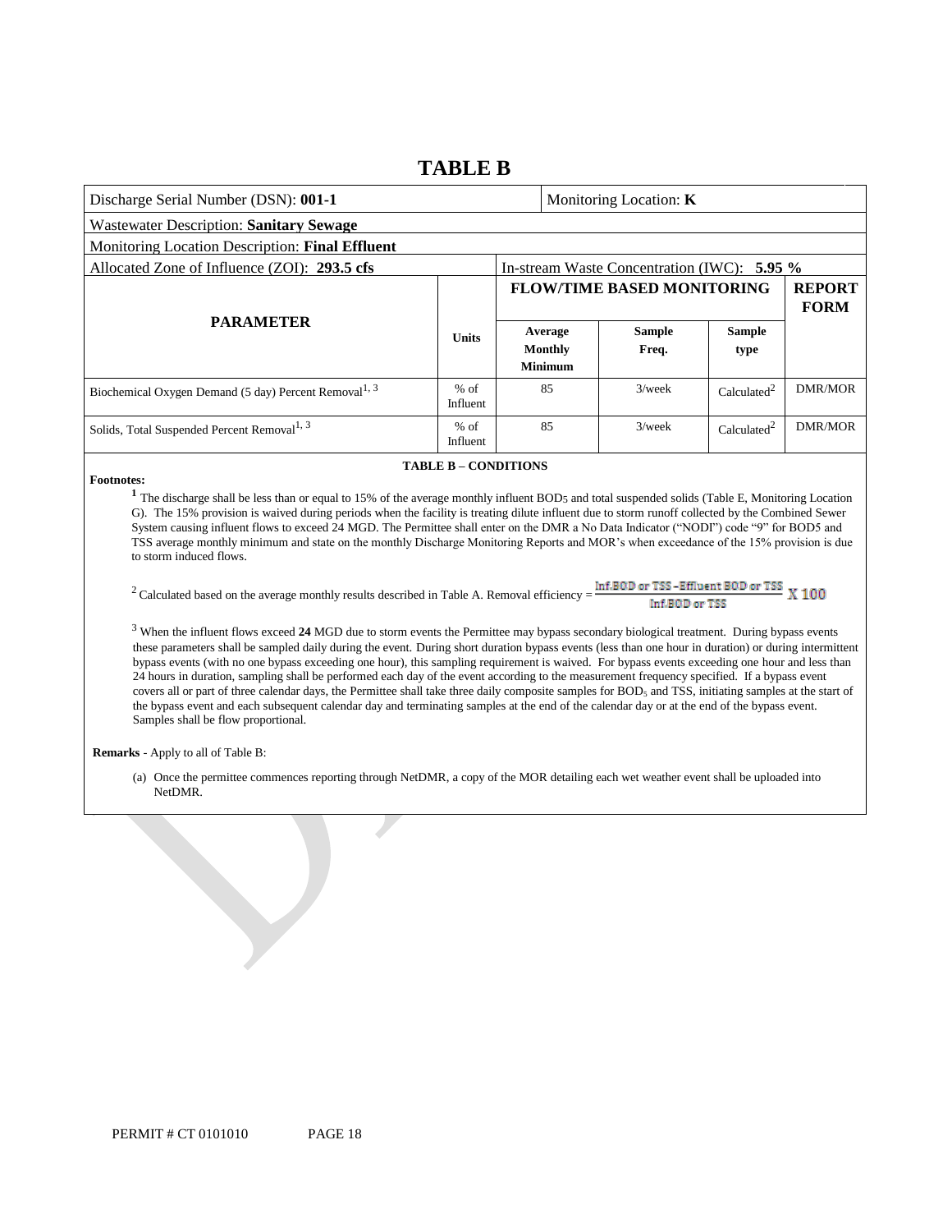# TABLE B

| Discharge Serial Number (DSN): **001-1** | | Monitoring Location: **K** | | | |
|---|---|---|---|---|---|
| Wastewater Description: **Sanitary Sewage** | | | | | |
| Monitoring Location Description: **Final Effluent** | | | | | |
| Allocated Zone of Influence (ZOI): **293.5 cfs** | | In-stream Waste Concentration (IWC): **5.95 %** | | | |
| **PARAMETER** | **Units** | **FLOW/TIME BASED MONITORING** | | | **REPORT FORM** |
| | | **Average Monthly Minimum** | **Sample Freq.** | **Sample type** | |
| Biochemical Oxygen Demand (5 day) Percent Removal[1, 3] | % of Influent | 85 | 3/week | Calculated[2] | DMR/MOR |
| Solids, Total Suspended Percent Removal[1, 3] | % of Influent | 85 | 3/week | Calculated[2] | DMR/MOR |

**TABLE B – CONDITIONS**

**Footnotes:**

[1] The discharge shall be less than or equal to 15% of the average monthly influent $BOD_5$ and total suspended solids (Table E, Monitoring Location G). The 15% provision is waived during periods when the facility is treating dilute influent due to storm runoff collected by the Combined Sewer System causing influent flows to exceed 24 MGD. The Permittee shall enter on the DMR a No Data Indicator ("NODI") code "9" for BOD5 and TSS average monthly minimum and state on the monthly Discharge Monitoring Reports and MOR's when exceedance of the 15% provision is due to storm induced flows.

[2] Calculated based on the average monthly results described in Table A. Removal efficiency = $\frac{\text{Inf.BOD or TSS} - \text{Effluent BOD or TSS}}{\text{Inf.BOD or TSS}} \times 100$

[3] When the influent flows exceed **24** MGD due to storm events the Permittee may bypass secondary biological treatment. During bypass events these parameters shall be sampled daily during the event. During short duration bypass events (less than one hour in duration) or during intermittent bypass events (with no one bypass exceeding one hour), this sampling requirement is waived. For bypass events exceeding one hour and less than 24 hours in duration, sampling shall be performed each day of the event according to the measurement frequency specified. If a bypass event covers all or part of three calendar days, the Permittee shall take three daily composite samples for $BOD_5$ and TSS, initiating samples at the start of the bypass event and each subsequent calendar day and terminating samples at the end of the calendar day or at the end of the bypass event. Samples shall be flow proportional.

**Remarks** - Apply to all of Table B:

(a) Once the permittee commences reporting through NetDMR, a copy of the MOR detailing each wet weather event shall be uploaded into NetDMR.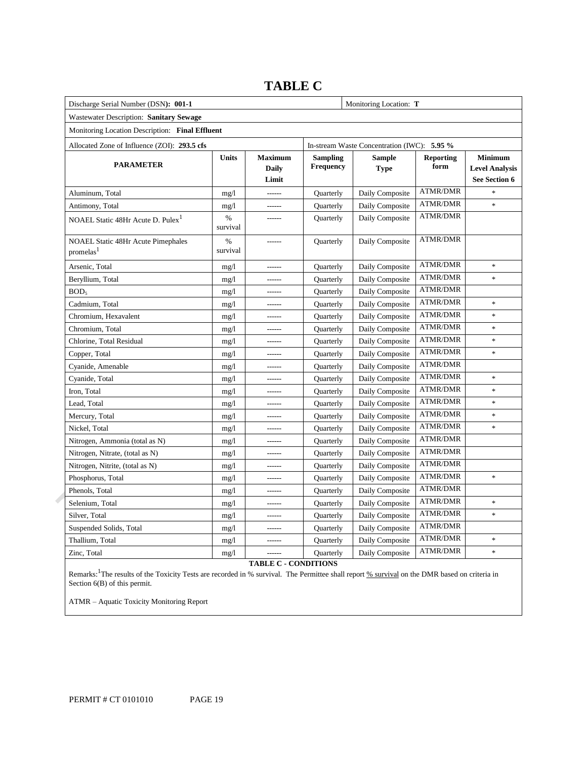# TABLE C

| Discharge Serial Number (DSN): **001-1** | | | | Monitoring Location: **T** | | |
|---|---|---|---|---|---|---|
| Wastewater Description: **Sanitary Sewage** | | | | | | |
| Monitoring Location Description: **Final Effluent** | | | | | | |
| Allocated Zone of Influence (ZOI): **293.5 cfs** | | | In-stream Waste Concentration (IWC): **5.95 %** | | | |
| **PARAMETER** | **Units** | **Maximum Daily Limit** | **Sampling Frequency** | **Sample Type** | **Reporting form** | **Minimum Level Analysis See Section 6** |
| Aluminum, Total | mg/l | ------ | Quarterly | Daily Composite | ATMR/DMR | * |
| Antimony, Total | mg/l | ------ | Quarterly | Daily Composite | ATMR/DMR | * |
| NOAEL Static 48Hr Acute D. Pulex[1] | % survival | ------ | Quarterly | Daily Composite | ATMR/DMR | |
| NOAEL Static 48Hr Acute Pimephales promelas[1] | % survival | ------ | Quarterly | Daily Composite | ATMR/DMR | |
| Arsenic, Total | mg/l | ------ | Quarterly | Daily Composite | ATMR/DMR | * |
| Beryllium, Total | mg/l | ------ | Quarterly | Daily Composite | ATMR/DMR | * |
| $BOD_5$ | mg/l | ------ | Quarterly | Daily Composite | ATMR/DMR | |
| Cadmium, Total | mg/l | ------ | Quarterly | Daily Composite | ATMR/DMR | * |
| Chromium, Hexavalent | mg/l | ------ | Quarterly | Daily Composite | ATMR/DMR | * |
| Chromium, Total | mg/l | ------ | Quarterly | Daily Composite | ATMR/DMR | * |
| Chlorine, Total Residual | mg/l | ------ | Quarterly | Daily Composite | ATMR/DMR | * |
| Copper, Total | mg/l | ------ | Quarterly | Daily Composite | ATMR/DMR | * |
| Cyanide, Amenable | mg/l | ------ | Quarterly | Daily Composite | ATMR/DMR | |
| Cyanide, Total | mg/l | ------ | Quarterly | Daily Composite | ATMR/DMR | * |
| Iron, Total | mg/l | ------ | Quarterly | Daily Composite | ATMR/DMR | * |
| Lead, Total | mg/l | ------ | Quarterly | Daily Composite | ATMR/DMR | * |
| Mercury, Total | mg/l | ------ | Quarterly | Daily Composite | ATMR/DMR | * |
| Nickel, Total | mg/l | ------ | Quarterly | Daily Composite | ATMR/DMR | * |
| Nitrogen, Ammonia (total as N) | mg/l | ------ | Quarterly | Daily Composite | ATMR/DMR | |
| Nitrogen, Nitrate, (total as N) | mg/l | ------ | Quarterly | Daily Composite | ATMR/DMR | |
| Nitrogen, Nitrite, (total as N) | mg/l | ------ | Quarterly | Daily Composite | ATMR/DMR | |
| Phosphorus, Total | mg/l | ------ | Quarterly | Daily Composite | ATMR/DMR | * |
| Phenols, Total | mg/l | ------ | Quarterly | Daily Composite | ATMR/DMR | |
| Selenium, Total | mg/l | ------ | Quarterly | Daily Composite | ATMR/DMR | * |
| Silver, Total | mg/l | ------ | Quarterly | Daily Composite | ATMR/DMR | * |
| Suspended Solids, Total | mg/l | ------ | Quarterly | Daily Composite | ATMR/DMR | |
| Thallium, Total | mg/l | ------ | Quarterly | Daily Composite | ATMR/DMR | * |
| Zinc, Total | mg/l | ------ | Quarterly | Daily Composite | ATMR/DMR | * |

**TABLE C - CONDITIONS**

Remarks:[1]The results of the Toxicity Tests are recorded in % survival. The Permittee shall report % survival on the DMR based on criteria in Section 6(B) of this permit.

ATMR – Aquatic Toxicity Monitoring Report

PERMIT # CT 0101010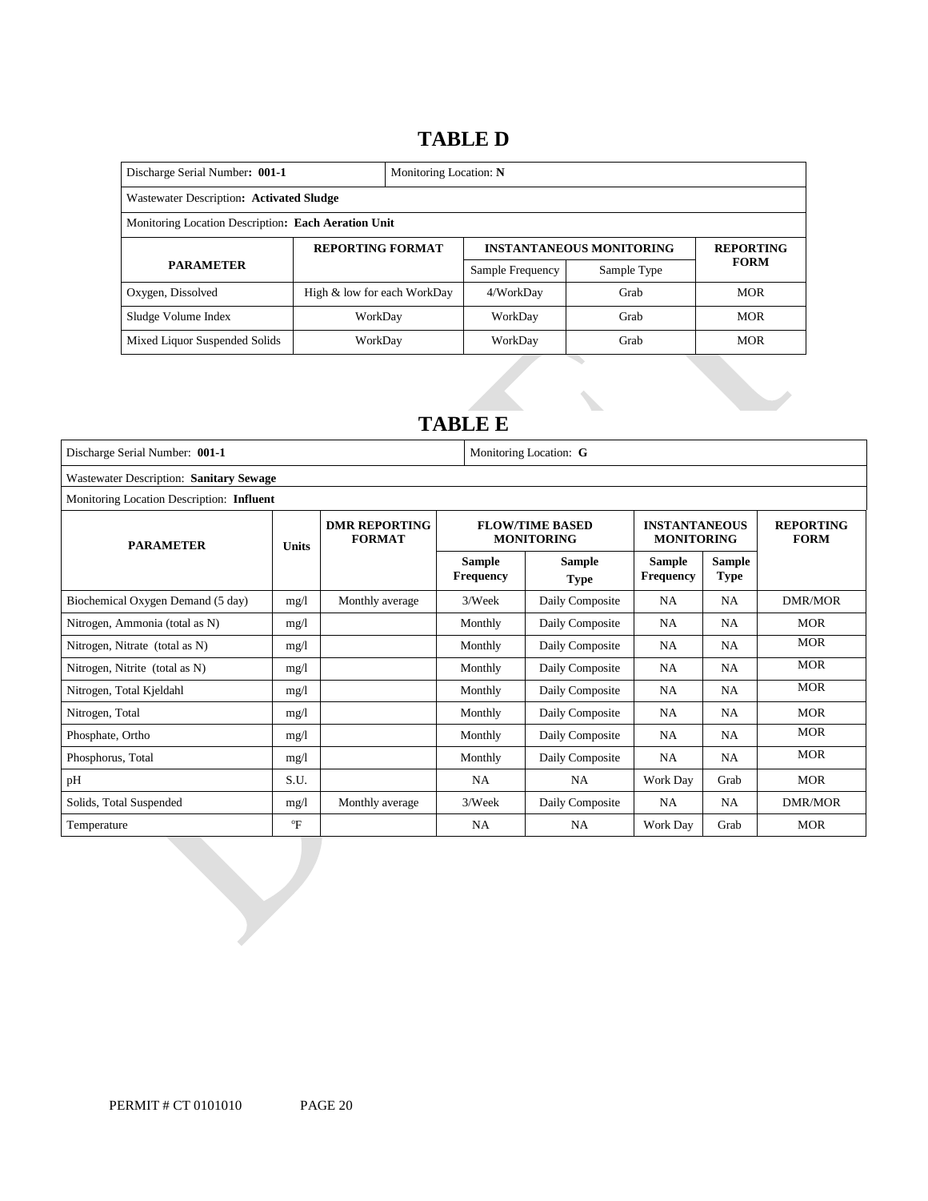# TABLE D

| Discharge Serial Number: **001-1** | Monitoring Location: **N** | | | |
|---|---|---|---|---|
| Wastewater Description**: Activated Sludge** | | | | |
| Monitoring Location Description**: Each Aeration Unit** | | | | |
| **PARAMETER** | **REPORTING FORMAT** | **INSTANTANEOUS MONITORING** | | **REPORTING FORM** |
| | | Sample Frequency | Sample Type | |
| Oxygen, Dissolved | High & low for each WorkDay | 4/WorkDay | Grab | MOR |
| Sludge Volume Index | WorkDay | WorkDay | Grab | MOR |
| Mixed Liquor Suspended Solids | WorkDay | WorkDay | Grab | MOR |

# TABLE E

| Discharge Serial Number: **001-1** | | | Monitoring Location: **G** | | | | |
|---|---|---|---|---|---|---|---|
| Wastewater Description: **Sanitary Sewage** | | | | | | | |
| Monitoring Location Description: **Influent** | | | | | | | |
| **PARAMETER** | **Units** | **DMR REPORTING FORMAT** | **FLOW/TIME BASED MONITORING** | | **INSTANTANEOUS MONITORING** | | **REPORTING FORM** |
| | | | **Sample Frequency** | **Sample Type** | **Sample Frequency** | **Sample Type** | |
| Biochemical Oxygen Demand (5 day) | mg/l | Monthly average | 3/Week | Daily Composite | NA | NA | DMR/MOR |
| Nitrogen, Ammonia (total as N) | mg/l | | Monthly | Daily Composite | NA | NA | MOR |
| Nitrogen, Nitrate (total as N) | mg/l | | Monthly | Daily Composite | NA | NA | MOR |
| Nitrogen, Nitrite (total as N) | mg/l | | Monthly | Daily Composite | NA | NA | MOR |
| Nitrogen, Total Kjeldahl | mg/l | | Monthly | Daily Composite | NA | NA | MOR |
| Nitrogen, Total | mg/l | | Monthly | Daily Composite | NA | NA | MOR |
| Phosphate, Ortho | mg/l | | Monthly | Daily Composite | NA | NA | MOR |
| Phosphorus, Total | mg/l | | Monthly | Daily Composite | NA | NA | MOR |
| pH | S.U. | | NA | NA | Work Day | Grab | MOR |
| Solids, Total Suspended | mg/l | Monthly average | 3/Week | Daily Composite | NA | NA | DMR/MOR |
| Temperature | °F | | NA | NA | Work Day | Grab | MOR |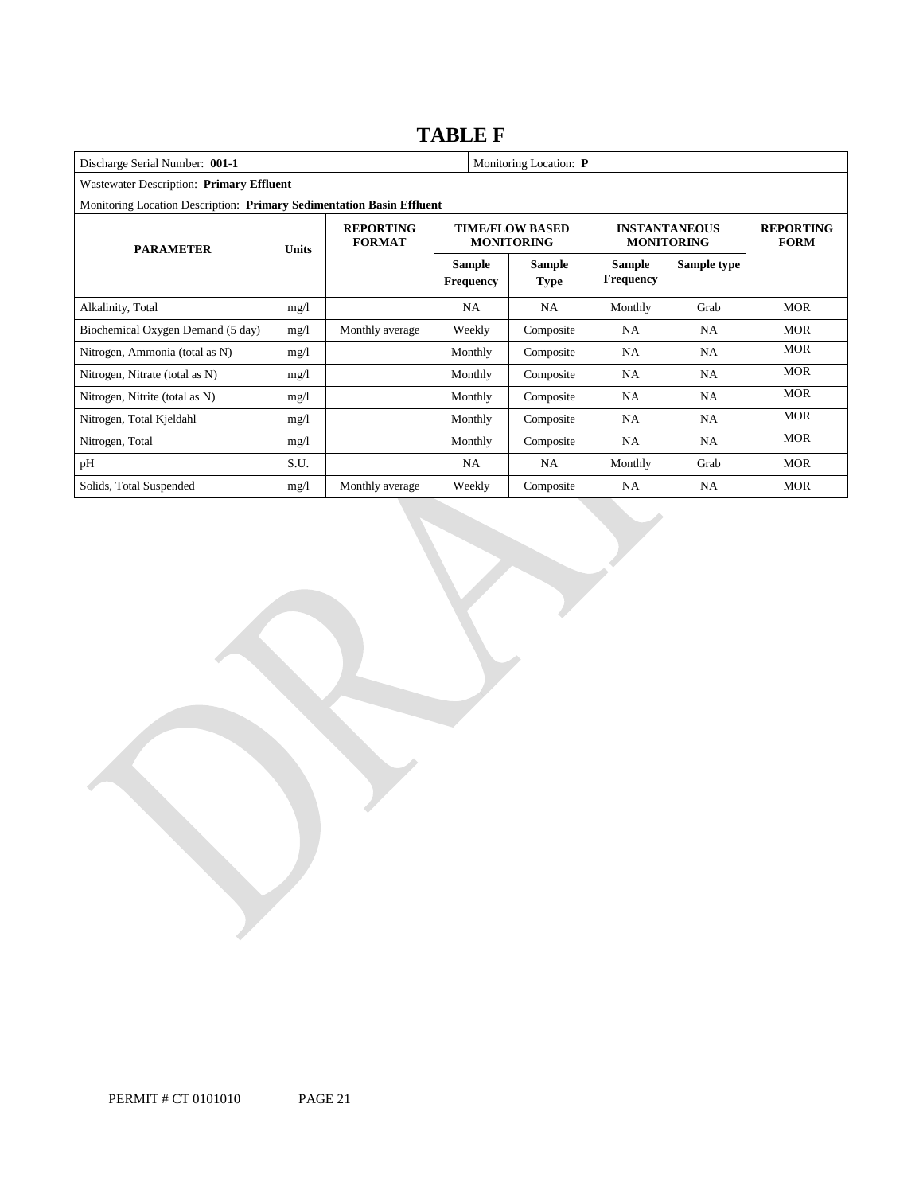# TABLE F

| Discharge Serial Number: **001-1** | | | | | Monitoring Location: **P** | | |
|---|---|---|---|---|---|---|---|
| Wastewater Description: **Primary Effluent** | | | | | | | |
| Monitoring Location Description: **Primary Sedimentation Basin Effluent** | | | | | | | |
| **PARAMETER** | **Units** | **REPORTING FORMAT** | **TIME/FLOW BASED MONITORING** | | **INSTANTANEOUS MONITORING** | | **REPORTING FORM** |
| | | | **Sample Frequency** | **Sample Type** | **Sample Frequency** | **Sample type** | |
| Alkalinity, Total | mg/l | | NA | NA | Monthly | Grab | MOR |
| Biochemical Oxygen Demand (5 day) | mg/l | Monthly average | Weekly | Composite | NA | NA | MOR |
| Nitrogen, Ammonia (total as N) | mg/l | | Monthly | Composite | NA | NA | MOR |
| Nitrogen, Nitrate (total as N) | mg/l | | Monthly | Composite | NA | NA | MOR |
| Nitrogen, Nitrite (total as N) | mg/l | | Monthly | Composite | NA | NA | MOR |
| Nitrogen, Total Kjeldahl | mg/l | | Monthly | Composite | NA | NA | MOR |
| Nitrogen, Total | mg/l | | Monthly | Composite | NA | NA | MOR |
| pH | S.U. | | NA | NA | Monthly | Grab | MOR |
| Solids, Total Suspended | mg/l | Monthly average | Weekly | Composite | NA | NA | MOR |

PERMIT # CT 0101010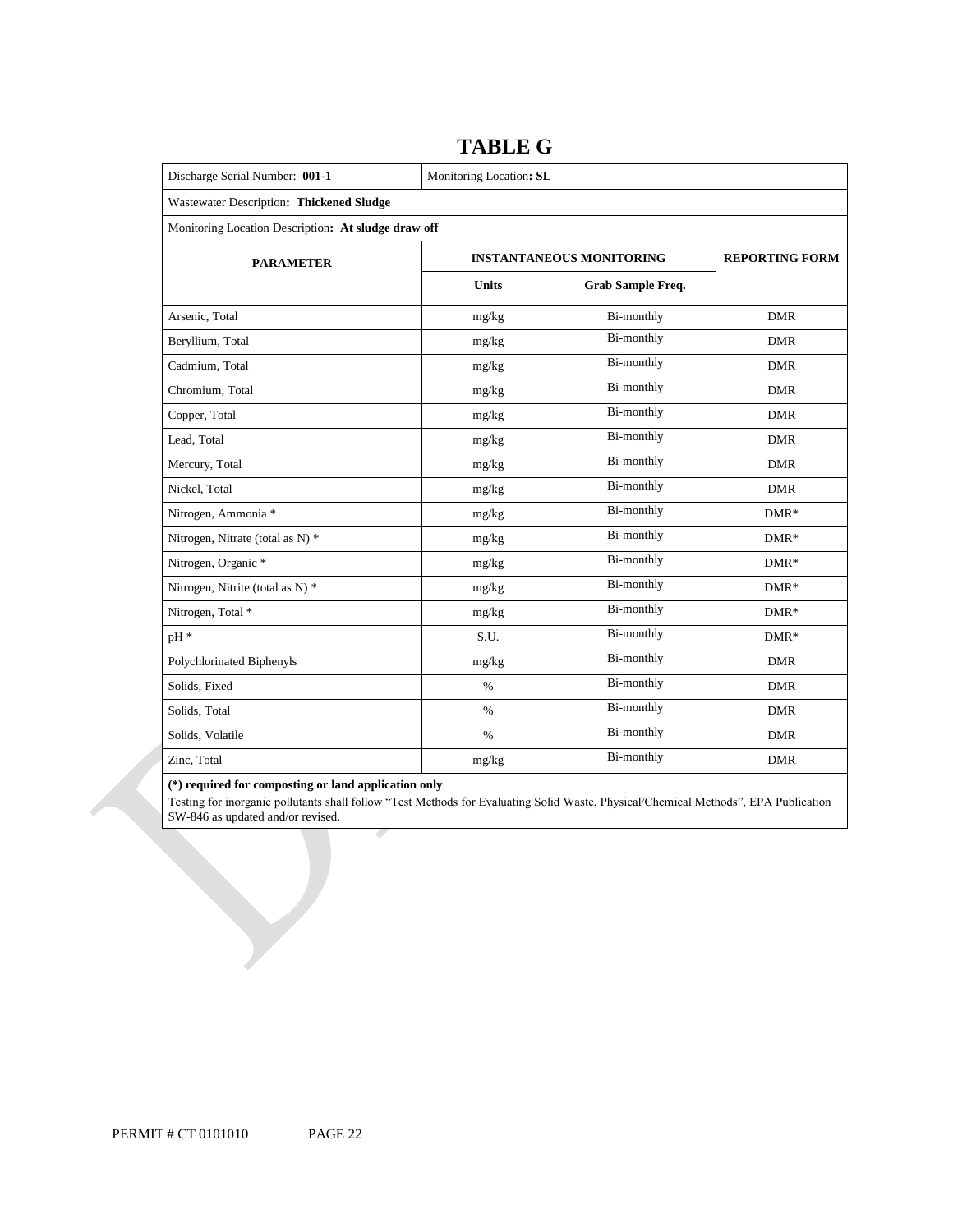# TABLE G

| Discharge Serial Number: **001-1** | Monitoring Location**: SL** | | |
|---|---|---|---|
| Wastewater Description**: Thickened Sludge** | | | |
| Monitoring Location Description**: At sludge draw off** | | | |
| **PARAMETER** | **INSTANTANEOUS MONITORING** | | **REPORTING FORM** |
| | **Units** | **Grab Sample Freq.** | |
| Arsenic, Total | mg/kg | Bi-monthly | DMR |
| Beryllium, Total | mg/kg | Bi-monthly | DMR |
| Cadmium, Total | mg/kg | Bi-monthly | DMR |
| Chromium, Total | mg/kg | Bi-monthly | DMR |
| Copper, Total | mg/kg | Bi-monthly | DMR |
| Lead, Total | mg/kg | Bi-monthly | DMR |
| Mercury, Total | mg/kg | Bi-monthly | DMR |
| Nickel, Total | mg/kg | Bi-monthly | DMR |
| Nitrogen, Ammonia * | mg/kg | Bi-monthly | DMR* |
| Nitrogen, Nitrate (total as N) * | mg/kg | Bi-monthly | DMR* |
| Nitrogen, Organic * | mg/kg | Bi-monthly | DMR* |
| Nitrogen, Nitrite (total as N) * | mg/kg | Bi-monthly | DMR* |
| Nitrogen, Total * | mg/kg | Bi-monthly | DMR* |
| pH * | S.U. | Bi-monthly | DMR* |
| Polychlorinated Biphenyls | mg/kg | Bi-monthly | DMR |
| Solids, Fixed | % | Bi-monthly | DMR |
| Solids, Total | % | Bi-monthly | DMR |
| Solids, Volatile | % | Bi-monthly | DMR |
| Zinc, Total | mg/kg | Bi-monthly | DMR |

**(*) required for composting or land application only**

Testing for inorganic pollutants shall follow "Test Methods for Evaluating Solid Waste, Physical/Chemical Methods", EPA Publication SW-846 as updated and/or revised.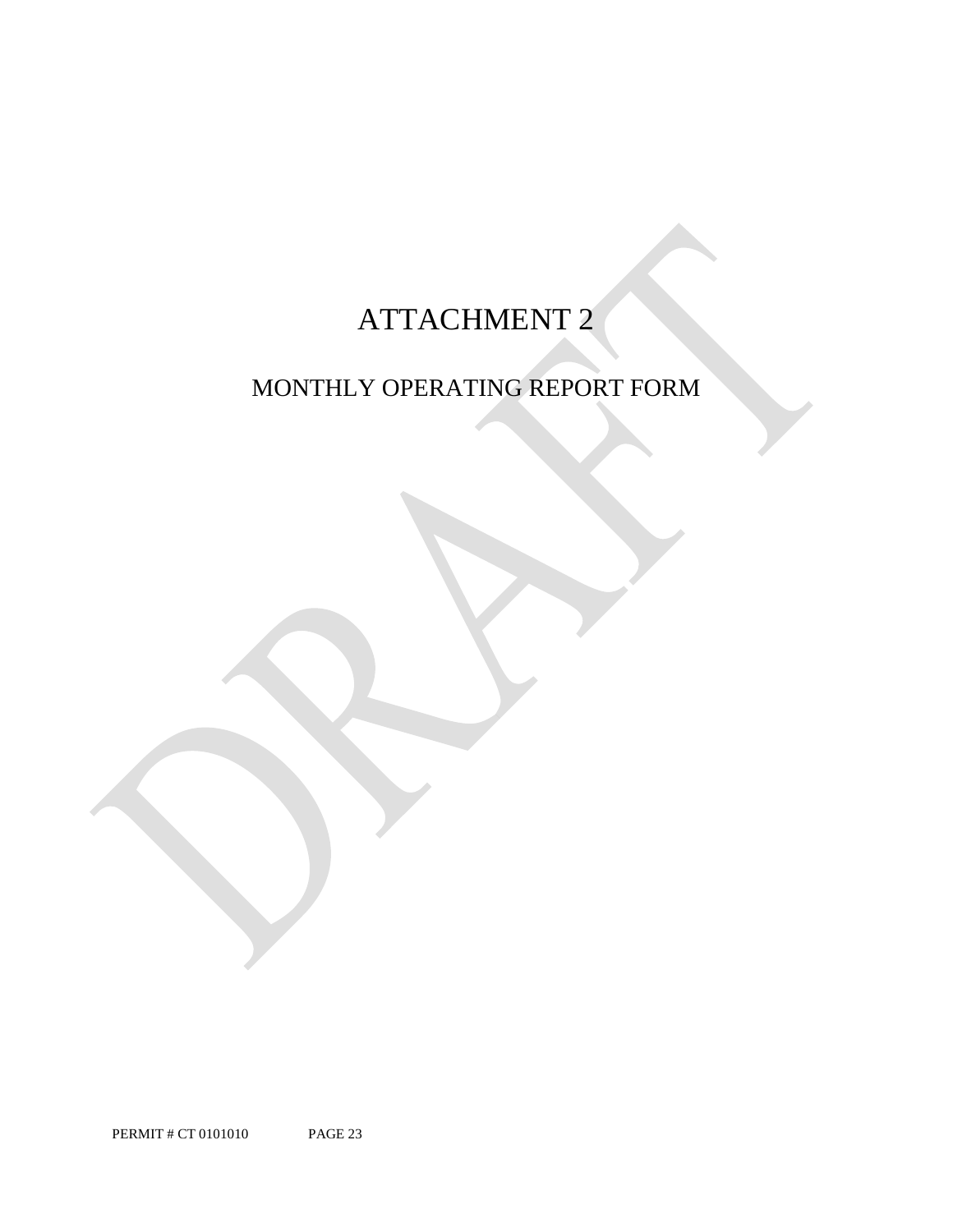# ATTACHMENT 2

## MONTHLY OPERATING REPORT FORM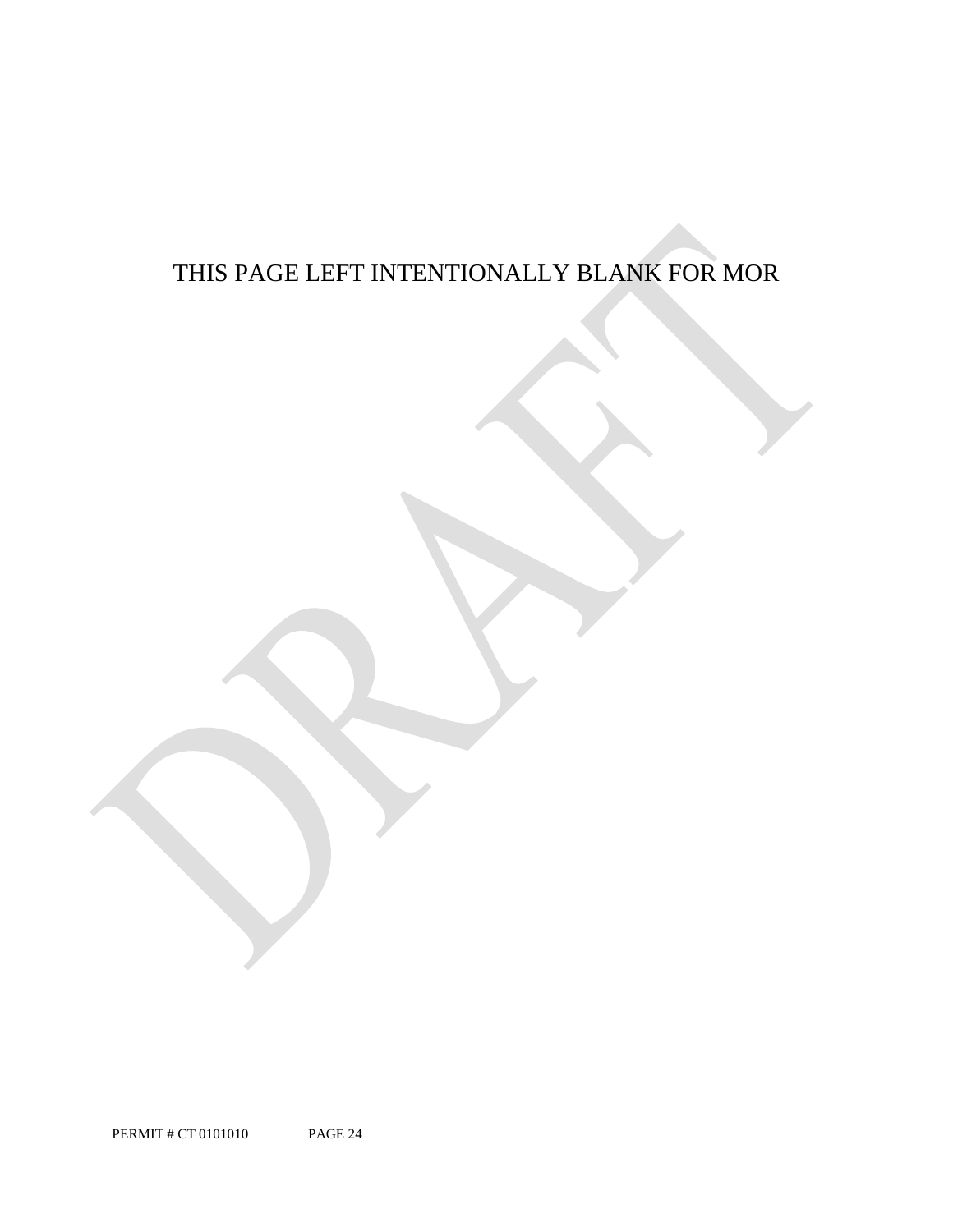THIS PAGE LEFT INTENTIONALLY BLANK FOR MOR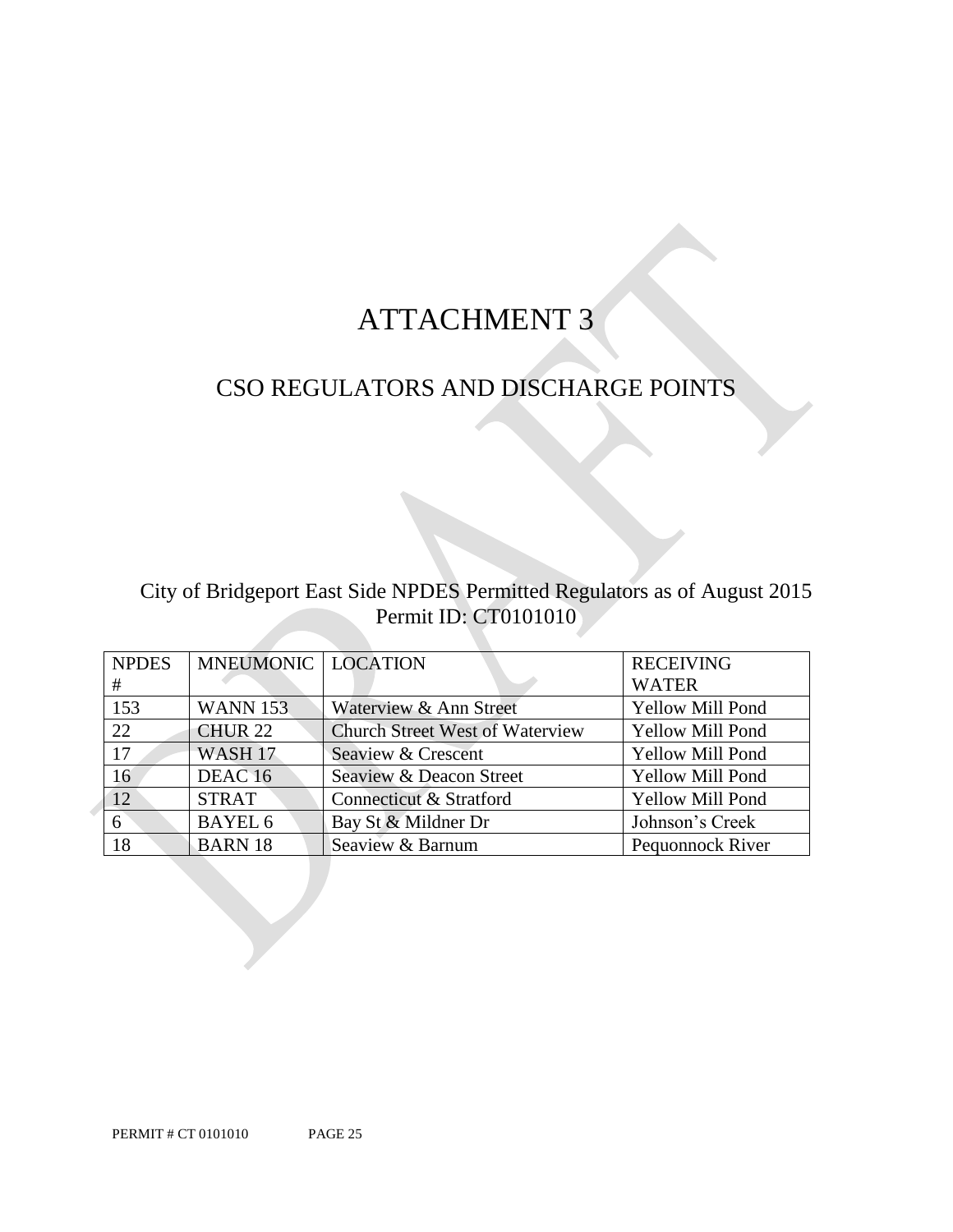# ATTACHMENT 3

## CSO REGULATORS AND DISCHARGE POINTS

City of Bridgeport East Side NPDES Permitted Regulators as of August 2015
Permit ID: CT0101010

| NPDES # | MNEUMONIC | LOCATION | RECEIVING WATER |
|---|---|---|---|
| 153 | WANN 153 | Waterview & Ann Street | Yellow Mill Pond |
| 22 | CHUR 22 | Church Street West of Waterview | Yellow Mill Pond |
| 17 | WASH 17 | Seaview & Crescent | Yellow Mill Pond |
| 16 | DEAC 16 | Seaview & Deacon Street | Yellow Mill Pond |
| 12 | STRAT | Connecticut & Stratford | Yellow Mill Pond |
| 6 | BAYEL 6 | Bay St & Mildner Dr | Johnson's Creek |
| 18 | BARN 18 | Seaview & Barnum | Pequonnock River |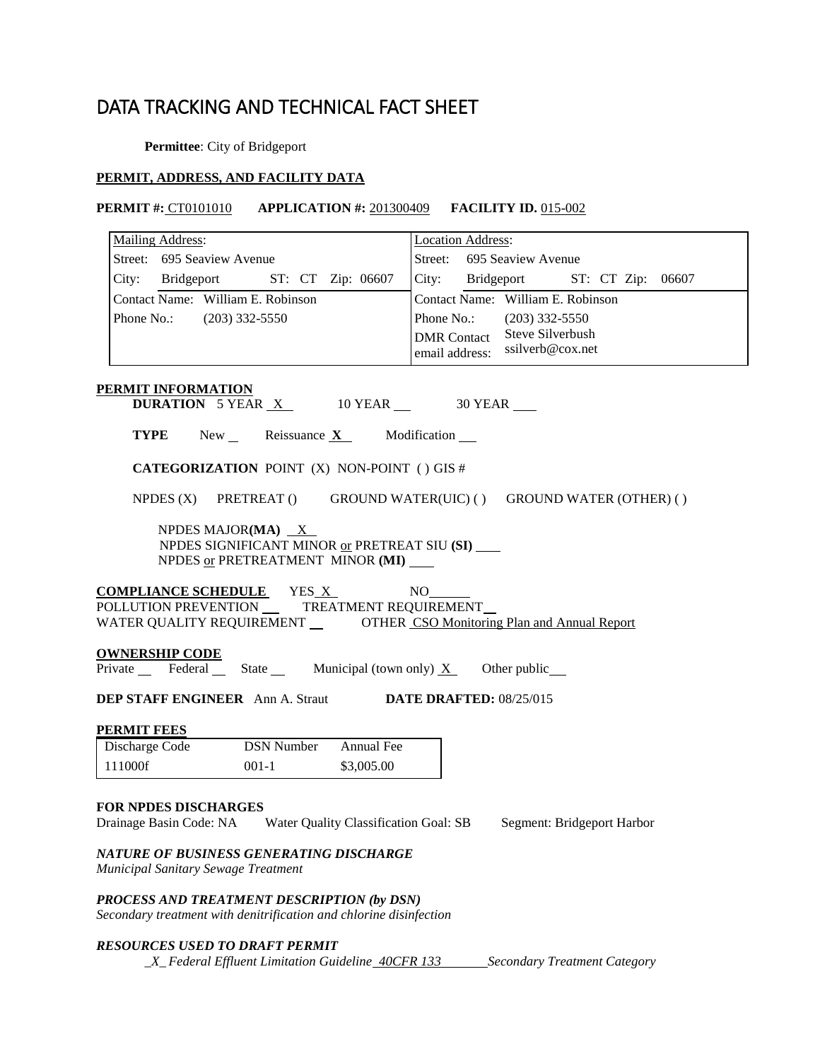# DATA TRACKING AND TECHNICAL FACT SHEET

**Permittee**: City of Bridgeport

**PERMIT, ADDRESS, AND FACILITY DATA**

**PERMIT #:** CT0101010 **APPLICATION #:** 201300409 **FACILITY ID.** 015-002

| Mailing Address: | Location Address: |
|---|---|
| Street: 695 Seaview Avenue | Street: 695 Seaview Avenue |
| City: Bridgeport ST: CT Zip: 06607 | City: Bridgeport ST: CT Zip: 06607 |
| Contact Name: William E. Robinson | Contact Name: William E. Robinson |
| Phone No.: (203) 332-5550 | Phone No.: (203) 332-5550 |
| | DMR Contact email address: Steve Silverbush ssilverb@cox.net |

**PERMIT INFORMATION**

**DURATION** 5 YEAR X 10 YEAR ___ 30 YEAR ___

**TYPE** New ___ Reissuance **X** Modification ___

**CATEGORIZATION** POINT (X) NON-POINT ( ) GIS #

NPDES (X) PRETREAT () GROUND WATER(UIC) ( ) GROUND WATER (OTHER) ( )

NPDES MAJOR**(MA)** X
NPDES SIGNIFICANT MINOR or PRETREAT SIU **(SI)** ___
NPDES or PRETREATMENT MINOR **(MI)** ___

**COMPLIANCE SCHEDULE** YES X NO ___
POLLUTION PREVENTION ___ TREATMENT REQUIREMENT ___
WATER QUALITY REQUIREMENT ___ OTHER CSO Monitoring Plan and Annual Report

**OWNERSHIP CODE**
Private ___ Federal ___ State ___ Municipal (town only) X Other public ___

**DEP STAFF ENGINEER** Ann A. Straut **DATE DRAFTED:** 08/25/015

**PERMIT FEES**

| Discharge Code | DSN Number | Annual Fee |
|---|---|---|
| 111000f | 001-1 | $3,005.00 |

**FOR NPDES DISCHARGES**
Drainage Basin Code: NA Water Quality Classification Goal: SB Segment: Bridgeport Harbor

***NATURE OF BUSINESS GENERATING DISCHARGE***
*Municipal Sanitary Sewage Treatment*

***PROCESS AND TREATMENT DESCRIPTION (by DSN)***
*Secondary treatment with denitrification and chlorine disinfection*

***RESOURCES USED TO DRAFT PERMIT***
*\_X\_ Federal Effluent Limitation Guideline 40CFR 133 Secondary Treatment Category*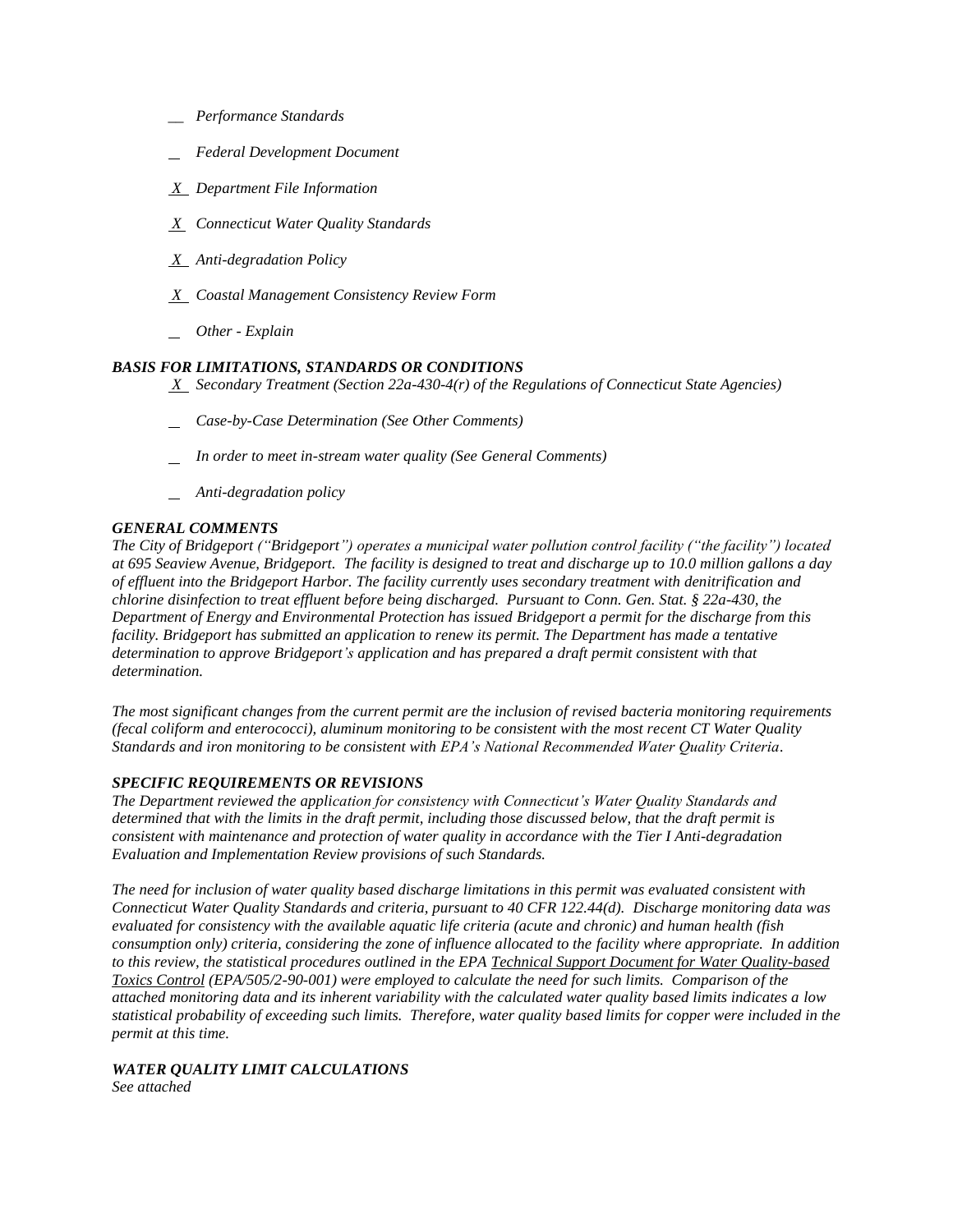*__ Performance Standards*

*_ Federal Development Document*

*X Department File Information*

*X Connecticut Water Quality Standards*

*X Anti-degradation Policy*

*X Coastal Management Consistency Review Form*

*_ Other - Explain*

### *BASIS FOR LIMITATIONS, STANDARDS OR CONDITIONS*

*X Secondary Treatment (Section 22a-430-4(r) of the Regulations of Connecticut State Agencies)*

*_ Case-by-Case Determination (See Other Comments)*

*_ In order to meet in-stream water quality (See General Comments)*

*_ Anti-degradation policy*

### *GENERAL COMMENTS*

*The City of Bridgeport ("Bridgeport") operates a municipal water pollution control facility ("the facility") located at 695 Seaview Avenue, Bridgeport. The facility is designed to treat and discharge up to 10.0 million gallons a day of effluent into the Bridgeport Harbor. The facility currently uses secondary treatment with denitrification and chlorine disinfection to treat effluent before being discharged. Pursuant to Conn. Gen. Stat. § 22a-430, the Department of Energy and Environmental Protection has issued Bridgeport a permit for the discharge from this facility. Bridgeport has submitted an application to renew its permit. The Department has made a tentative determination to approve Bridgeport's application and has prepared a draft permit consistent with that determination.*

*The most significant changes from the current permit are the inclusion of revised bacteria monitoring requirements (fecal coliform and enterococci), aluminum monitoring to be consistent with the most recent CT Water Quality Standards and iron monitoring to be consistent with EPA's National Recommended Water Quality Criteria.*

### *SPECIFIC REQUIREMENTS OR REVISIONS*

*The Department reviewed the application for consistency with Connecticut's Water Quality Standards and determined that with the limits in the draft permit, including those discussed below, that the draft permit is consistent with maintenance and protection of water quality in accordance with the Tier I Anti-degradation Evaluation and Implementation Review provisions of such Standards.*

*The need for inclusion of water quality based discharge limitations in this permit was evaluated consistent with Connecticut Water Quality Standards and criteria, pursuant to 40 CFR 122.44(d). Discharge monitoring data was evaluated for consistency with the available aquatic life criteria (acute and chronic) and human health (fish consumption only) criteria, considering the zone of influence allocated to the facility where appropriate. In addition to this review, the statistical procedures outlined in the EPA Technical Support Document for Water Quality-based Toxics Control (EPA/505/2-90-001) were employed to calculate the need for such limits. Comparison of the attached monitoring data and its inherent variability with the calculated water quality based limits indicates a low statistical probability of exceeding such limits. Therefore, water quality based limits for copper were included in the permit at this time.*

### *WATER QUALITY LIMIT CALCULATIONS*

*See attached*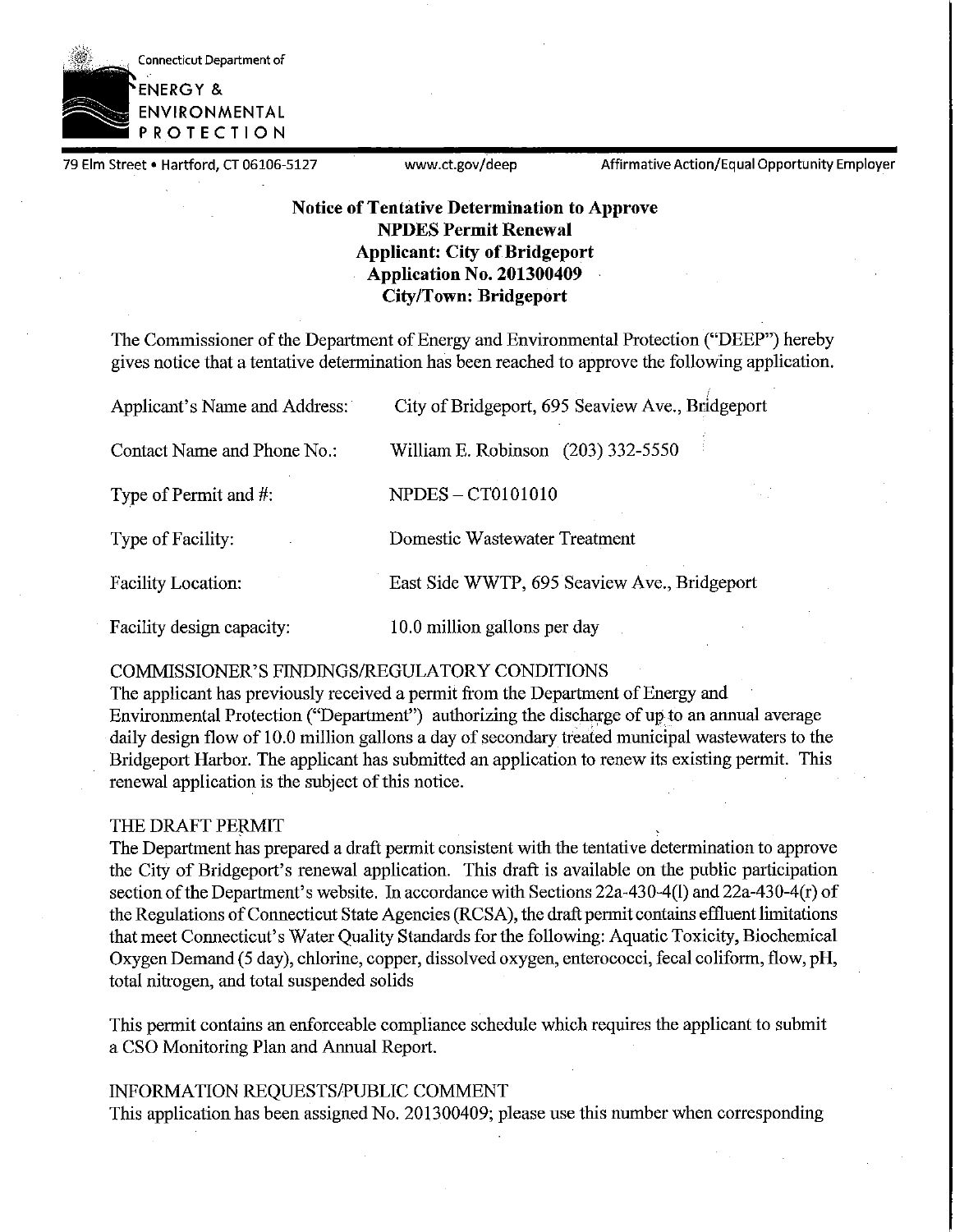Connecticut Department of

ENERGY & ENVIRONMENTAL PROTECTION

79 Elm Street • Hartford, CT 06106-5127 www.ct.gov/deep Affirmative Action/Equal Opportunity Employer

**Notice of Tentative Determination to Approve**
**NPDES Permit Renewal**
**Applicant: City of Bridgeport**
**Application No. 201300409**
**City/Town: Bridgeport**

The Commissioner of the Department of Energy and Environmental Protection ("DEEP") hereby gives notice that a tentative determination has been reached to approve the following application.

| | |
|---|---|
| Applicant's Name and Address: | City of Bridgeport, 695 Seaview Ave., Bridgeport |
| Contact Name and Phone No.: | William E. Robinson (203) 332-5550 |
| Type of Permit and #: | NPDES – CT0101010 |
| Type of Facility: | Domestic Wastewater Treatment |
| Facility Location: | East Side WWTP, 695 Seaview Ave., Bridgeport |
| Facility design capacity: | 10.0 million gallons per day |

COMMISSIONER'S FINDINGS/REGULATORY CONDITIONS

The applicant has previously received a permit from the Department of Energy and Environmental Protection ("Department") authorizing the discharge of up to an annual average daily design flow of 10.0 million gallons a day of secondary treated municipal wastewaters to the Bridgeport Harbor. The applicant has submitted an application to renew its existing permit. This renewal application is the subject of this notice.

THE DRAFT PERMIT

The Department has prepared a draft permit consistent with the tentative determination to approve the City of Bridgeport's renewal application. This draft is available on the public participation section of the Department's website. In accordance with Sections 22a-430-4(l) and 22a-430-4(r) of the Regulations of Connecticut State Agencies (RCSA), the draft permit contains effluent limitations that meet Connecticut's Water Quality Standards for the following: Aquatic Toxicity, Biochemical Oxygen Demand (5 day), chlorine, copper, dissolved oxygen, enterococci, fecal coliform, flow, pH, total nitrogen, and total suspended solids

This permit contains an enforceable compliance schedule which requires the applicant to submit a CSO Monitoring Plan and Annual Report.

INFORMATION REQUESTS/PUBLIC COMMENT

This application has been assigned No. 201300409; please use this number when corresponding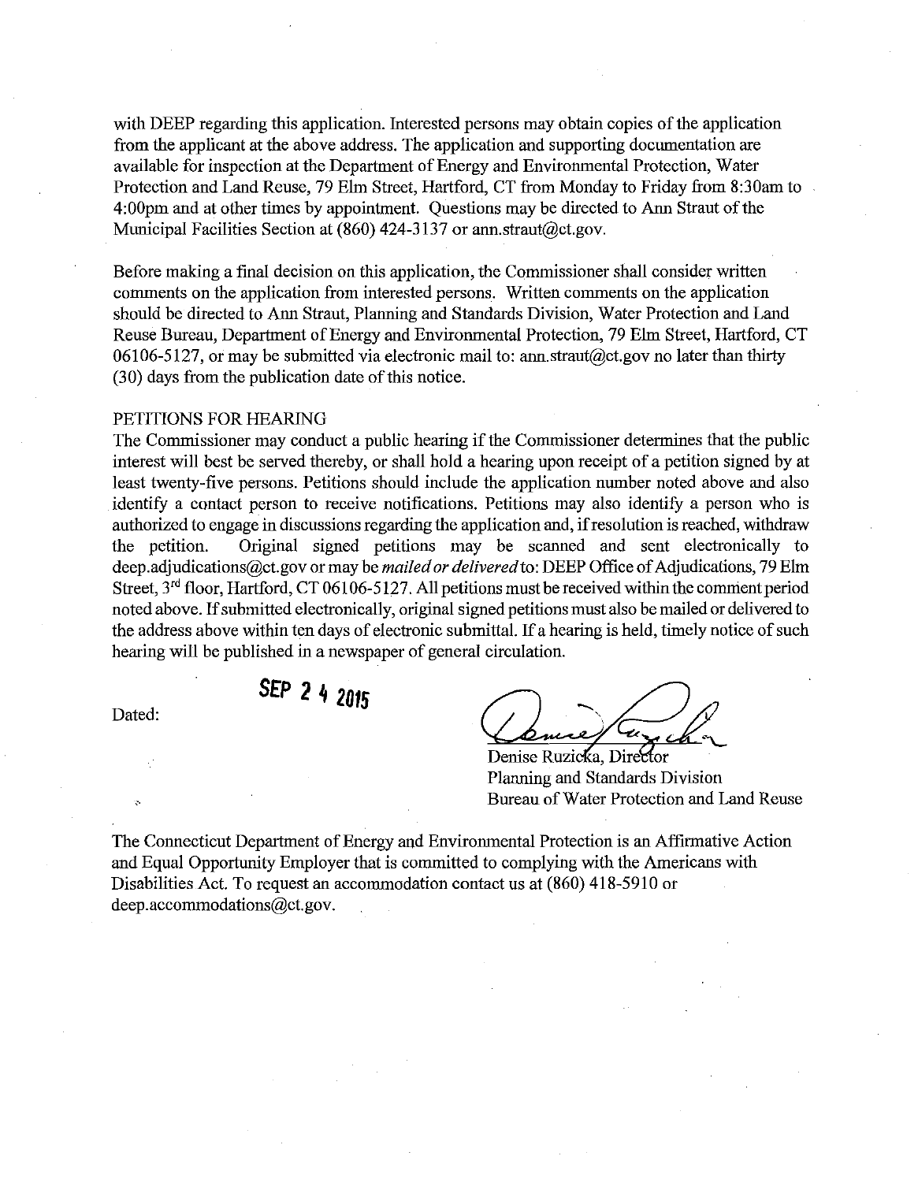with DEEP regarding this application. Interested persons may obtain copies of the application from the applicant at the above address. The application and supporting documentation are available for inspection at the Department of Energy and Environmental Protection, Water Protection and Land Reuse, 79 Elm Street, Hartford, CT from Monday to Friday from 8:30am to 4:00pm and at other times by appointment. Questions may be directed to Ann Straut of the Municipal Facilities Section at (860) 424-3137 or ann.straut@ct.gov.

Before making a final decision on this application, the Commissioner shall consider written comments on the application from interested persons. Written comments on the application should be directed to Ann Straut, Planning and Standards Division, Water Protection and Land Reuse Bureau, Department of Energy and Environmental Protection, 79 Elm Street, Hartford, CT 06106-5127, or may be submitted via electronic mail to: ann.straut@ct.gov no later than thirty (30) days from the publication date of this notice.

PETITIONS FOR HEARING

The Commissioner may conduct a public hearing if the Commissioner determines that the public interest will best be served thereby, or shall hold a hearing upon receipt of a petition signed by at least twenty-five persons. Petitions should include the application number noted above and also identify a contact person to receive notifications. Petitions may also identify a person who is authorized to engage in discussions regarding the application and, if resolution is reached, withdraw the petition. Original signed petitions may be scanned and sent electronically to deep.adjudications@ct.gov or may be *mailed or delivered* to: DEEP Office of Adjudications, 79 Elm Street, 3rd floor, Hartford, CT 06106-5127. All petitions must be received within the comment period noted above. If submitted electronically, original signed petitions must also be mailed or delivered to the address above within ten days of electronic submittal. If a hearing is held, timely notice of such hearing will be published in a newspaper of general circulation.

Dated: SEP 24 2015

Denise Ruzicka, Director
Planning and Standards Division
Bureau of Water Protection and Land Reuse

The Connecticut Department of Energy and Environmental Protection is an Affirmative Action and Equal Opportunity Employer that is committed to complying with the Americans with Disabilities Act. To request an accommodation contact us at (860) 418-5910 or deep.accommodations@ct.gov.